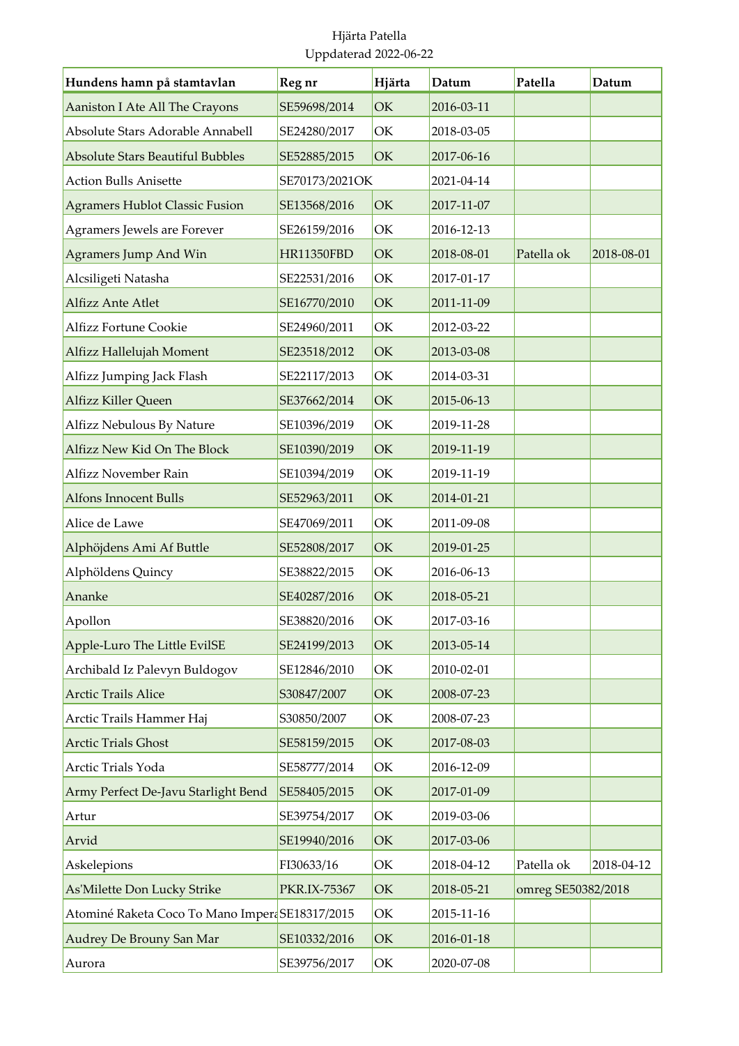Hjärta Patella
Uppdaterad 2022-06-22

| Hundens hamn på stamtavlan | Reg nr | Hjärta | Datum | Patella | Datum |
|---|---|---|---|---|---|
| Aaniston I Ate All The Crayons | SE59698/2014 | OK | 2016-03-11 | | |
| Absolute Stars Adorable Annabell | SE24280/2017 | OK | 2018-03-05 | | |
| Absolute Stars Beautiful Bubbles | SE52885/2015 | OK | 2017-06-16 | | |
| Action Bulls Anisette | SE70173/2021OK | | 2021-04-14 | | |
| Agramers Hublot Classic Fusion | SE13568/2016 | OK | 2017-11-07 | | |
| Agramers Jewels are Forever | SE26159/2016 | OK | 2016-12-13 | | |
| Agramers Jump And Win | HR11350FBD | OK | 2018-08-01 | Patella ok | 2018-08-01 |
| Alcsiligeti Natasha | SE22531/2016 | OK | 2017-01-17 | | |
| Alfizz Ante Atlet | SE16770/2010 | OK | 2011-11-09 | | |
| Alfizz Fortune Cookie | SE24960/2011 | OK | 2012-03-22 | | |
| Alfizz Hallelujah Moment | SE23518/2012 | OK | 2013-03-08 | | |
| Alfizz Jumping Jack Flash | SE22117/2013 | OK | 2014-03-31 | | |
| Alfizz Killer Queen | SE37662/2014 | OK | 2015-06-13 | | |
| Alfizz Nebulous By Nature | SE10396/2019 | OK | 2019-11-28 | | |
| Alfizz New Kid On The Block | SE10390/2019 | OK | 2019-11-19 | | |
| Alfizz November Rain | SE10394/2019 | OK | 2019-11-19 | | |
| Alfons Innocent Bulls | SE52963/2011 | OK | 2014-01-21 | | |
| Alice de Lawe | SE47069/2011 | OK | 2011-09-08 | | |
| Alphöjdens Ami Af Buttle | SE52808/2017 | OK | 2019-01-25 | | |
| Alphöldens Quincy | SE38822/2015 | OK | 2016-06-13 | | |
| Ananke | SE40287/2016 | OK | 2018-05-21 | | |
| Apollon | SE38820/2016 | OK | 2017-03-16 | | |
| Apple-Luro The Little EvilSE | SE24199/2013 | OK | 2013-05-14 | | |
| Archibald Iz Palevyn Buldogov | SE12846/2010 | OK | 2010-02-01 | | |
| Arctic Trails Alice | S30847/2007 | OK | 2008-07-23 | | |
| Arctic Trails Hammer Haj | S30850/2007 | OK | 2008-07-23 | | |
| Arctic Trials Ghost | SE58159/2015 | OK | 2017-08-03 | | |
| Arctic Trials Yoda | SE58777/2014 | OK | 2016-12-09 | | |
| Army Perfect De-Javu Starlight Bend | SE58405/2015 | OK | 2017-01-09 | | |
| Artur | SE39754/2017 | OK | 2019-03-06 | | |
| Arvid | SE19940/2016 | OK | 2017-03-06 | | |
| Askelepions | FI30633/16 | OK | 2018-04-12 | Patella ok | 2018-04-12 |
| As'Milette Don Lucky Strike | PKR.IX-75367 | OK | 2018-05-21 | omreg SE50382/2018 | |
| Atominé Raketa Coco To Mano Impera | SE18317/2015 | OK | 2015-11-16 | | |
| Audrey De Brouny San Mar | SE10332/2016 | OK | 2016-01-18 | | |
| Aurora | SE39756/2017 | OK | 2020-07-08 | | |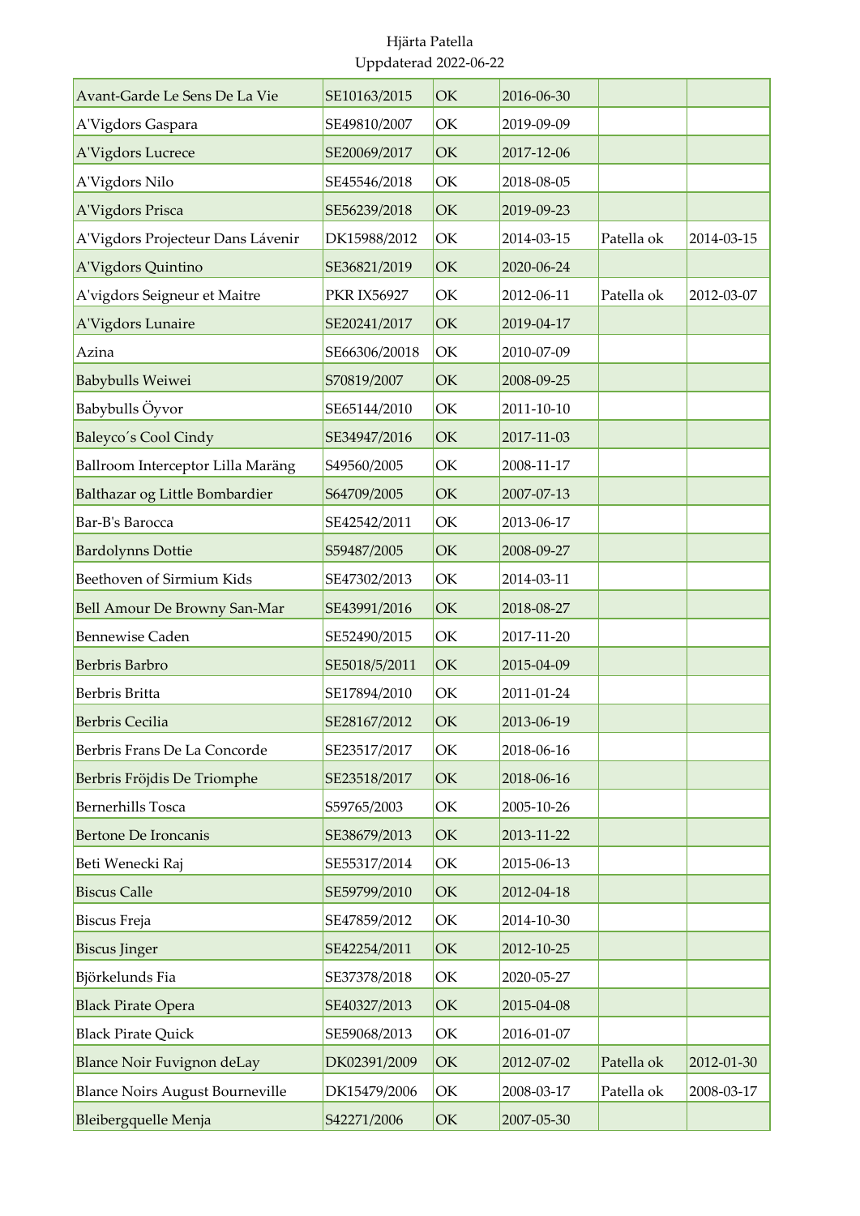Hjärta Patella
Uppdaterad 2022-06-22

| | | | | | |
|---|---|---|---|---|---|
| Avant-Garde Le Sens De La Vie | SE10163/2015 | OK | 2016-06-30 | | |
| A'Vigdors Gaspara | SE49810/2007 | OK | 2019-09-09 | | |
| A'Vigdors Lucrece | SE20069/2017 | OK | 2017-12-06 | | |
| A'Vigdors Nilo | SE45546/2018 | OK | 2018-08-05 | | |
| A'Vigdors Prisca | SE56239/2018 | OK | 2019-09-23 | | |
| A'Vigdors Projecteur Dans Lávenir | DK15988/2012 | OK | 2014-03-15 | Patella ok | 2014-03-15 |
| A'Vigdors Quintino | SE36821/2019 | OK | 2020-06-24 | | |
| A'vigdors Seigneur et Maitre | PKR IX56927 | OK | 2012-06-11 | Patella ok | 2012-03-07 |
| A'Vigdors Lunaire | SE20241/2017 | OK | 2019-04-17 | | |
| Azina | SE66306/20018 | OK | 2010-07-09 | | |
| Babybulls Weiwei | S70819/2007 | OK | 2008-09-25 | | |
| Babybulls Öyvor | SE65144/2010 | OK | 2011-10-10 | | |
| Baleyco´s Cool Cindy | SE34947/2016 | OK | 2017-11-03 | | |
| Ballroom Interceptor Lilla Maräng | S49560/2005 | OK | 2008-11-17 | | |
| Balthazar og Little Bombardier | S64709/2005 | OK | 2007-07-13 | | |
| Bar-B's Barocca | SE42542/2011 | OK | 2013-06-17 | | |
| Bardolynns Dottie | S59487/2005 | OK | 2008-09-27 | | |
| Beethoven of Sirmium Kids | SE47302/2013 | OK | 2014-03-11 | | |
| Bell Amour De Browny San-Mar | SE43991/2016 | OK | 2018-08-27 | | |
| Bennewise Caden | SE52490/2015 | OK | 2017-11-20 | | |
| Berbris Barbro | SE5018/5/2011 | OK | 2015-04-09 | | |
| Berbris Britta | SE17894/2010 | OK | 2011-01-24 | | |
| Berbris Cecilia | SE28167/2012 | OK | 2013-06-19 | | |
| Berbris Frans De La Concorde | SE23517/2017 | OK | 2018-06-16 | | |
| Berbris Fröjdis De Triomphe | SE23518/2017 | OK | 2018-06-16 | | |
| Bernerhills Tosca | S59765/2003 | OK | 2005-10-26 | | |
| Bertone De Ironcanis | SE38679/2013 | OK | 2013-11-22 | | |
| Beti Wenecki Raj | SE55317/2014 | OK | 2015-06-13 | | |
| Biscus Calle | SE59799/2010 | OK | 2012-04-18 | | |
| Biscus Freja | SE47859/2012 | OK | 2014-10-30 | | |
| Biscus Jinger | SE42254/2011 | OK | 2012-10-25 | | |
| Björkelunds Fia | SE37378/2018 | OK | 2020-05-27 | | |
| Black Pirate Opera | SE40327/2013 | OK | 2015-04-08 | | |
| Black Pirate Quick | SE59068/2013 | OK | 2016-01-07 | | |
| Blance Noir Fuvignon deLay | DK02391/2009 | OK | 2012-07-02 | Patella ok | 2012-01-30 |
| Blance Noirs August Bourneville | DK15479/2006 | OK | 2008-03-17 | Patella ok | 2008-03-17 |
| Bleibergquelle Menja | S42271/2006 | OK | 2007-05-30 | | |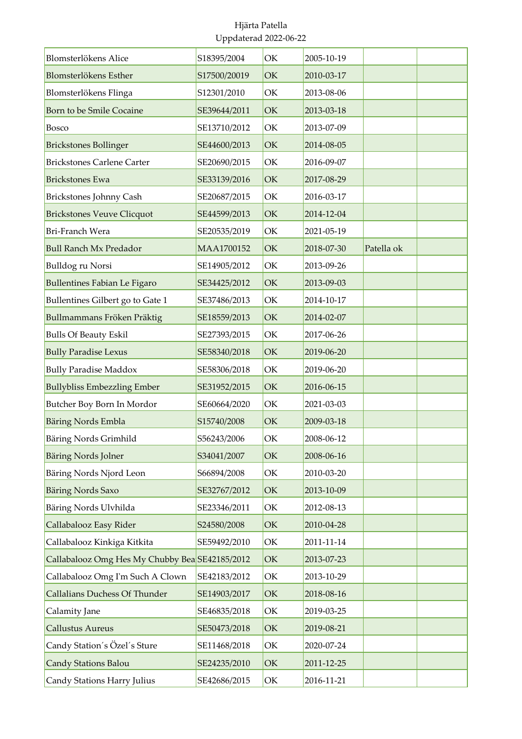Hjärta Patella
Uppdaterad 2022-06-22

| | | | | | |
|---|---|---|---|---|---|
| Blomsterlökens Alice | S18395/2004 | OK | 2005-10-19 | | |
| Blomsterlökens Esther | S17500/20019 | OK | 2010-03-17 | | |
| Blomsterlökens Flinga | S12301/2010 | OK | 2013-08-06 | | |
| Born to be Smile Cocaine | SE39644/2011 | OK | 2013-03-18 | | |
| Bosco | SE13710/2012 | OK | 2013-07-09 | | |
| Brickstones Bollinger | SE44600/2013 | OK | 2014-08-05 | | |
| Brickstones Carlene Carter | SE20690/2015 | OK | 2016-09-07 | | |
| Brickstones Ewa | SE33139/2016 | OK | 2017-08-29 | | |
| Brickstones Johnny Cash | SE20687/2015 | OK | 2016-03-17 | | |
| Brickstones Veuve Clicquot | SE44599/2013 | OK | 2014-12-04 | | |
| Bri-Franch Wera | SE20535/2019 | OK | 2021-05-19 | | |
| Bull Ranch Mx Predador | MAA1700152 | OK | 2018-07-30 | Patella ok | |
| Bulldog ru Norsi | SE14905/2012 | OK | 2013-09-26 | | |
| Bullentines Fabian Le Figaro | SE34425/2012 | OK | 2013-09-03 | | |
| Bullentines Gilbert go to Gate 1 | SE37486/2013 | OK | 2014-10-17 | | |
| Bullmammans Fröken Präktig | SE18559/2013 | OK | 2014-02-07 | | |
| Bulls Of Beauty Eskil | SE27393/2015 | OK | 2017-06-26 | | |
| Bully Paradise Lexus | SE58340/2018 | OK | 2019-06-20 | | |
| Bully Paradise Maddox | SE58306/2018 | OK | 2019-06-20 | | |
| Bullybliss Embezzling Ember | SE31952/2015 | OK | 2016-06-15 | | |
| Butcher Boy Born In Mordor | SE60664/2020 | OK | 2021-03-03 | | |
| Bäring Nords Embla | S15740/2008 | OK | 2009-03-18 | | |
| Bäring Nords Grimhild | S56243/2006 | OK | 2008-06-12 | | |
| Bäring Nords Jolner | S34041/2007 | OK | 2008-06-16 | | |
| Bäring Nords Njord Leon | S66894/2008 | OK | 2010-03-20 | | |
| Bäring Nords Saxo | SE32767/2012 | OK | 2013-10-09 | | |
| Bäring Nords Ulvhilda | SE23346/2011 | OK | 2012-08-13 | | |
| Callabalooz Easy Rider | S24580/2008 | OK | 2010-04-28 | | |
| Callabalooz Kinkiga Kitkita | SE59492/2010 | OK | 2011-11-14 | | |
| Callabalooz Omg Hes My Chubby Bea | SE42185/2012 | OK | 2013-07-23 | | |
| Callabalooz Omg I'm Such A Clown | SE42183/2012 | OK | 2013-10-29 | | |
| Callalians Duchess Of Thunder | SE14903/2017 | OK | 2018-08-16 | | |
| Calamity Jane | SE46835/2018 | OK | 2019-03-25 | | |
| Callustus Aureus | SE50473/2018 | OK | 2019-08-21 | | |
| Candy Station´s Özel´s Sture | SE11468/2018 | OK | 2020-07-24 | | |
| Candy Stations Balou | SE24235/2010 | OK | 2011-12-25 | | |
| Candy Stations Harry Julius | SE42686/2015 | OK | 2016-11-21 | | |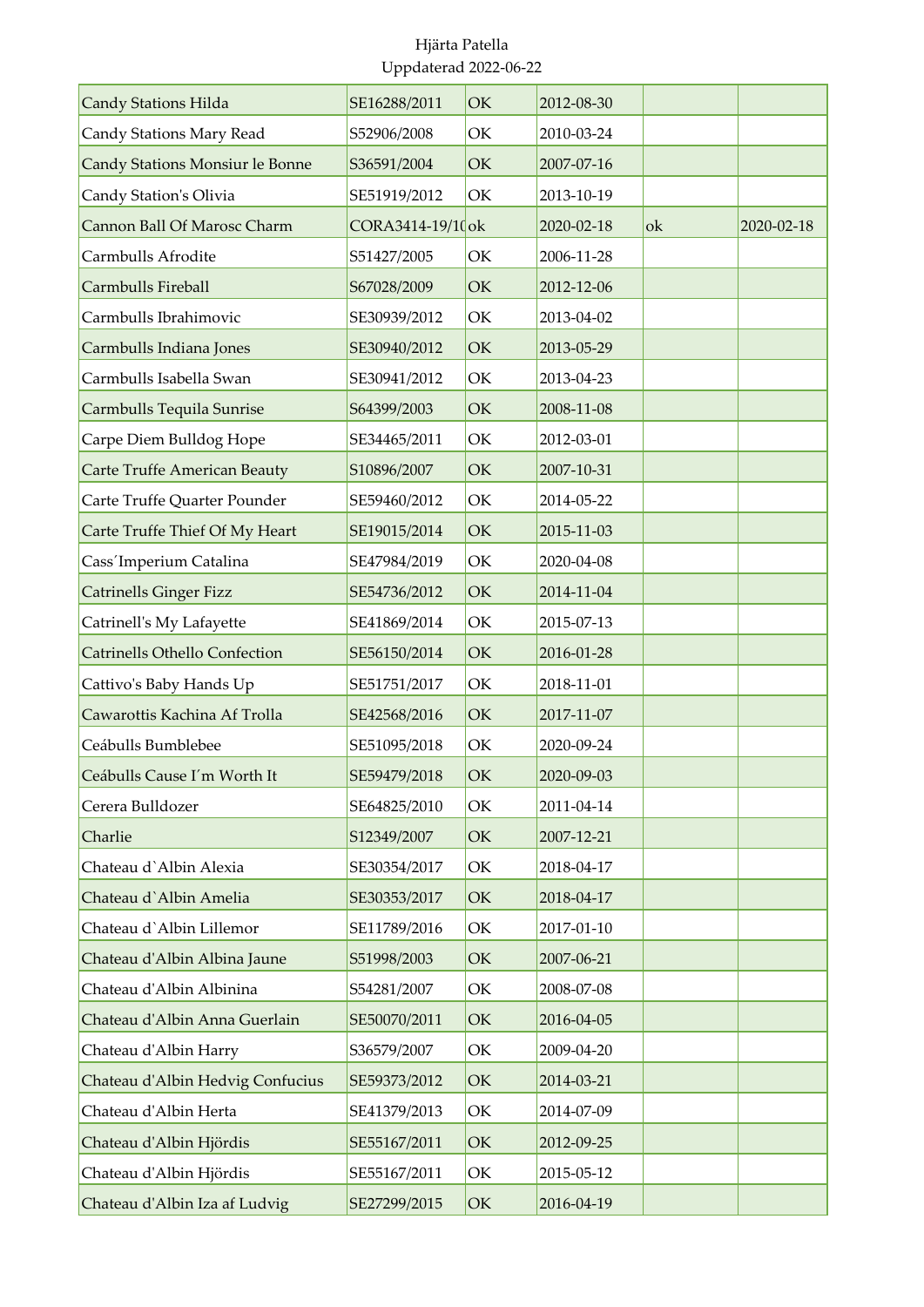Hjärta Patella
Uppdaterad 2022-06-22

| | | | | | |
|---|---|---|---|---|---|
| Candy Stations Hilda | SE16288/2011 | OK | 2012-08-30 | | |
| Candy Stations Mary Read | S52906/2008 | OK | 2010-03-24 | | |
| Candy Stations Monsiur le Bonne | S36591/2004 | OK | 2007-07-16 | | |
| Candy Station's Olivia | SE51919/2012 | OK | 2013-10-19 | | |
| Cannon Ball Of Marosc Charm | CORA3414-19/10 | ok | 2020-02-18 | ok | 2020-02-18 |
| Carmbulls Afrodite | S51427/2005 | OK | 2006-11-28 | | |
| Carmbulls Fireball | S67028/2009 | OK | 2012-12-06 | | |
| Carmbulls Ibrahimovic | SE30939/2012 | OK | 2013-04-02 | | |
| Carmbulls Indiana Jones | SE30940/2012 | OK | 2013-05-29 | | |
| Carmbulls Isabella Swan | SE30941/2012 | OK | 2013-04-23 | | |
| Carmbulls Tequila Sunrise | S64399/2003 | OK | 2008-11-08 | | |
| Carpe Diem Bulldog Hope | SE34465/2011 | OK | 2012-03-01 | | |
| Carte Truffe American Beauty | S10896/2007 | OK | 2007-10-31 | | |
| Carte Truffe Quarter Pounder | SE59460/2012 | OK | 2014-05-22 | | |
| Carte Truffe Thief Of My Heart | SE19015/2014 | OK | 2015-11-03 | | |
| Cass´Imperium Catalina | SE47984/2019 | OK | 2020-04-08 | | |
| Catrinells Ginger Fizz | SE54736/2012 | OK | 2014-11-04 | | |
| Catrinell's My Lafayette | SE41869/2014 | OK | 2015-07-13 | | |
| Catrinells Othello Confection | SE56150/2014 | OK | 2016-01-28 | | |
| Cattivo's Baby Hands Up | SE51751/2017 | OK | 2018-11-01 | | |
| Cawarottis Kachina Af Trolla | SE42568/2016 | OK | 2017-11-07 | | |
| Ceábulls Bumblebee | SE51095/2018 | OK | 2020-09-24 | | |
| Ceábulls Cause I´m Worth It | SE59479/2018 | OK | 2020-09-03 | | |
| Cerera Bulldozer | SE64825/2010 | OK | 2011-04-14 | | |
| Charlie | S12349/2007 | OK | 2007-12-21 | | |
| Chateau d`Albin Alexia | SE30354/2017 | OK | 2018-04-17 | | |
| Chateau d`Albin Amelia | SE30353/2017 | OK | 2018-04-17 | | |
| Chateau d`Albin Lillemor | SE11789/2016 | OK | 2017-01-10 | | |
| Chateau d'Albin Albina Jaune | S51998/2003 | OK | 2007-06-21 | | |
| Chateau d'Albin Albinina | S54281/2007 | OK | 2008-07-08 | | |
| Chateau d'Albin Anna Guerlain | SE50070/2011 | OK | 2016-04-05 | | |
| Chateau d'Albin Harry | S36579/2007 | OK | 2009-04-20 | | |
| Chateau d'Albin Hedvig Confucius | SE59373/2012 | OK | 2014-03-21 | | |
| Chateau d'Albin Herta | SE41379/2013 | OK | 2014-07-09 | | |
| Chateau d'Albin Hjördis | SE55167/2011 | OK | 2012-09-25 | | |
| Chateau d'Albin Hjördis | SE55167/2011 | OK | 2015-05-12 | | |
| Chateau d'Albin Iza af Ludvig | SE27299/2015 | OK | 2016-04-19 | | |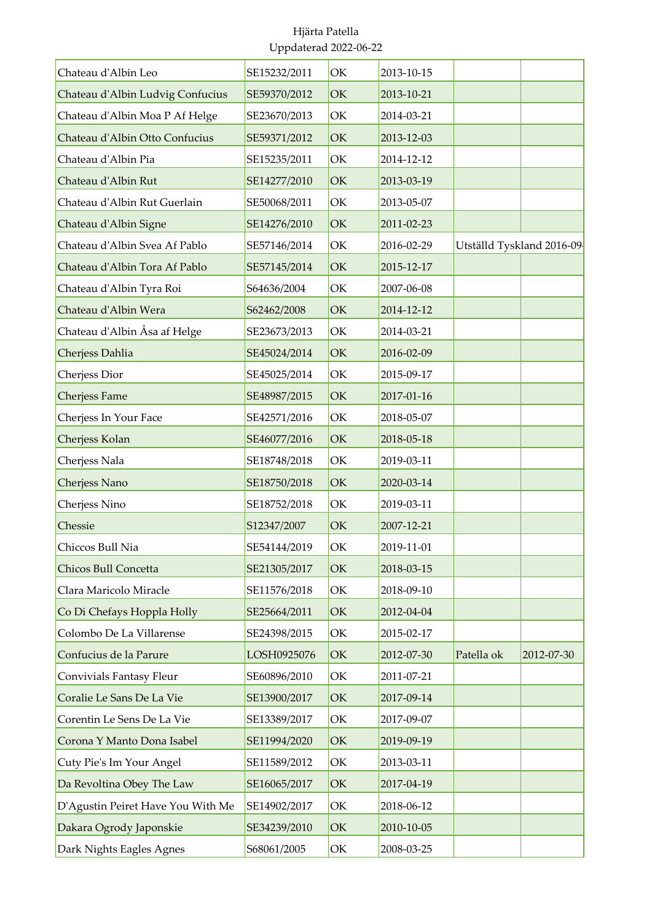Hjärta Patella

Uppdaterad 2022-06-22

| | | | | | |
|---|---|---|---|---|---|
| Chateau d'Albin Leo | SE15232/2011 | OK | 2013-10-15 | | |
| Chateau d'Albin Ludvig Confucius | SE59370/2012 | OK | 2013-10-21 | | |
| Chateau d'Albin Moa P Af Helge | SE23670/2013 | OK | 2014-03-21 | | |
| Chateau d'Albin Otto Confucius | SE59371/2012 | OK | 2013-12-03 | | |
| Chateau d'Albin Pia | SE15235/2011 | OK | 2014-12-12 | | |
| Chateau d'Albin Rut | SE14277/2010 | OK | 2013-03-19 | | |
| Chateau d'Albin Rut Guerlain | SE50068/2011 | OK | 2013-05-07 | | |
| Chateau d'Albin Signe | SE14276/2010 | OK | 2011-02-23 | | |
| Chateau d'Albin Svea Af Pablo | SE57146/2014 | OK | 2016-02-29 | Utställd Tyskland 2016-09- | |
| Chateau d'Albin Tora Af Pablo | SE57145/2014 | OK | 2015-12-17 | | |
| Chateau d'Albin Tyra Roi | S64636/2004 | OK | 2007-06-08 | | |
| Chateau d'Albin Wera | S62462/2008 | OK | 2014-12-12 | | |
| Chateau d'Albin Åsa af Helge | SE23673/2013 | OK | 2014-03-21 | | |
| Cherjess Dahlia | SE45024/2014 | OK | 2016-02-09 | | |
| Cherjess Dior | SE45025/2014 | OK | 2015-09-17 | | |
| Cherjess Fame | SE48987/2015 | OK | 2017-01-16 | | |
| Cherjess In Your Face | SE42571/2016 | OK | 2018-05-07 | | |
| Cherjess Kolan | SE46077/2016 | OK | 2018-05-18 | | |
| Cherjess Nala | SE18748/2018 | OK | 2019-03-11 | | |
| Cherjess Nano | SE18750/2018 | OK | 2020-03-14 | | |
| Cherjess Nino | SE18752/2018 | OK | 2019-03-11 | | |
| Chessie | S12347/2007 | OK | 2007-12-21 | | |
| Chiccos Bull Nia | SE54144/2019 | OK | 2019-11-01 | | |
| Chicos Bull Concetta | SE21305/2017 | OK | 2018-03-15 | | |
| Clara Maricolo Miracle | SE11576/2018 | OK | 2018-09-10 | | |
| Co Di Chefays Hoppla Holly | SE25664/2011 | OK | 2012-04-04 | | |
| Colombo De La Villarense | SE24398/2015 | OK | 2015-02-17 | | |
| Confucius de la Parure | LOSH0925076 | OK | 2012-07-30 | Patella ok | 2012-07-30 |
| Convivials Fantasy Fleur | SE60896/2010 | OK | 2011-07-21 | | |
| Coralie Le Sans De La Vie | SE13900/2017 | OK | 2017-09-14 | | |
| Corentin Le Sens De La Vie | SE13389/2017 | OK | 2017-09-07 | | |
| Corona Y Manto Dona Isabel | SE11994/2020 | OK | 2019-09-19 | | |
| Cuty Pie's Im Your Angel | SE11589/2012 | OK | 2013-03-11 | | |
| Da Revoltina Obey The Law | SE16065/2017 | OK | 2017-04-19 | | |
| D'Agustin Peiret Have You With Me | SE14902/2017 | OK | 2018-06-12 | | |
| Dakara Ogrody Japonskie | SE34239/2010 | OK | 2010-10-05 | | |
| Dark Nights Eagles Agnes | S68061/2005 | OK | 2008-03-25 | | |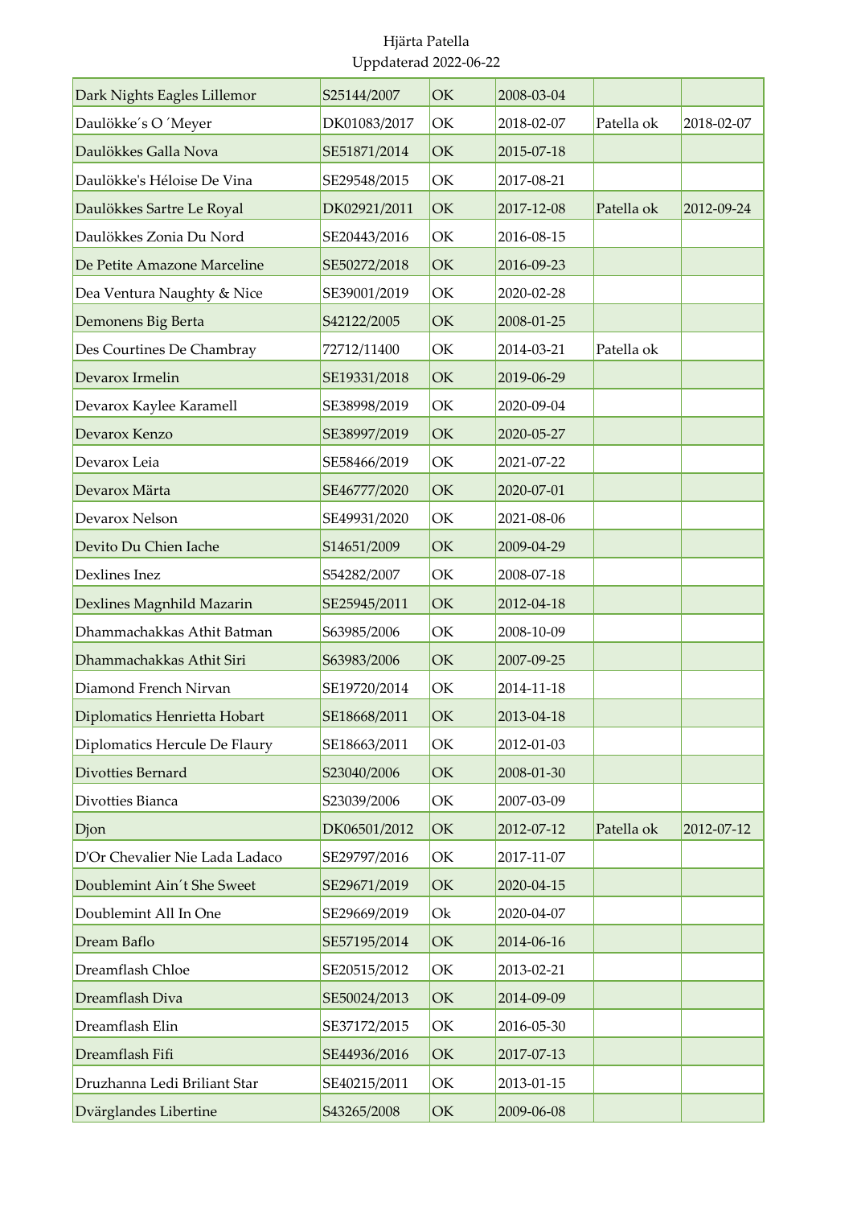Hjärta Patella
Uppdaterad 2022-06-22

| | | | | | |
|---|---|---|---|---|---|
| Dark Nights Eagles Lillemor | S25144/2007 | OK | 2008-03-04 | | |
| Daulökke´s O ´Meyer | DK01083/2017 | OK | 2018-02-07 | Patella ok | 2018-02-07 |
| Daulökkes Galla Nova | SE51871/2014 | OK | 2015-07-18 | | |
| Daulökke's Héloise De Vina | SE29548/2015 | OK | 2017-08-21 | | |
| Daulökkes Sartre Le Royal | DK02921/2011 | OK | 2017-12-08 | Patella ok | 2012-09-24 |
| Daulökkes Zonia Du Nord | SE20443/2016 | OK | 2016-08-15 | | |
| De Petite Amazone Marceline | SE50272/2018 | OK | 2016-09-23 | | |
| Dea Ventura Naughty & Nice | SE39001/2019 | OK | 2020-02-28 | | |
| Demonens Big Berta | S42122/2005 | OK | 2008-01-25 | | |
| Des Courtines De Chambray | 72712/11400 | OK | 2014-03-21 | Patella ok | |
| Devarox Irmelin | SE19331/2018 | OK | 2019-06-29 | | |
| Devarox Kaylee Karamell | SE38998/2019 | OK | 2020-09-04 | | |
| Devarox Kenzo | SE38997/2019 | OK | 2020-05-27 | | |
| Devarox Leia | SE58466/2019 | OK | 2021-07-22 | | |
| Devarox Märta | SE46777/2020 | OK | 2020-07-01 | | |
| Devarox Nelson | SE49931/2020 | OK | 2021-08-06 | | |
| Devito Du Chien Iache | S14651/2009 | OK | 2009-04-29 | | |
| Dexlines Inez | S54282/2007 | OK | 2008-07-18 | | |
| Dexlines Magnhild Mazarin | SE25945/2011 | OK | 2012-04-18 | | |
| Dhammachakkas Athit Batman | S63985/2006 | OK | 2008-10-09 | | |
| Dhammachakkas Athit Siri | S63983/2006 | OK | 2007-09-25 | | |
| Diamond French Nirvan | SE19720/2014 | OK | 2014-11-18 | | |
| Diplomatics Henrietta Hobart | SE18668/2011 | OK | 2013-04-18 | | |
| Diplomatics Hercule De Flaury | SE18663/2011 | OK | 2012-01-03 | | |
| Divotties Bernard | S23040/2006 | OK | 2008-01-30 | | |
| Divotties Bianca | S23039/2006 | OK | 2007-03-09 | | |
| Djon | DK06501/2012 | OK | 2012-07-12 | Patella ok | 2012-07-12 |
| D'Or Chevalier Nie Lada Ladaco | SE29797/2016 | OK | 2017-11-07 | | |
| Doublemint Ain´t She Sweet | SE29671/2019 | OK | 2020-04-15 | | |
| Doublemint All In One | SE29669/2019 | Ok | 2020-04-07 | | |
| Dream Baflo | SE57195/2014 | OK | 2014-06-16 | | |
| Dreamflash Chloe | SE20515/2012 | OK | 2013-02-21 | | |
| Dreamflash Diva | SE50024/2013 | OK | 2014-09-09 | | |
| Dreamflash Elin | SE37172/2015 | OK | 2016-05-30 | | |
| Dreamflash Fifi | SE44936/2016 | OK | 2017-07-13 | | |
| Druzhanna Ledi Briliant Star | SE40215/2011 | OK | 2013-01-15 | | |
| Dvärglandes Libertine | S43265/2008 | OK | 2009-06-08 | | |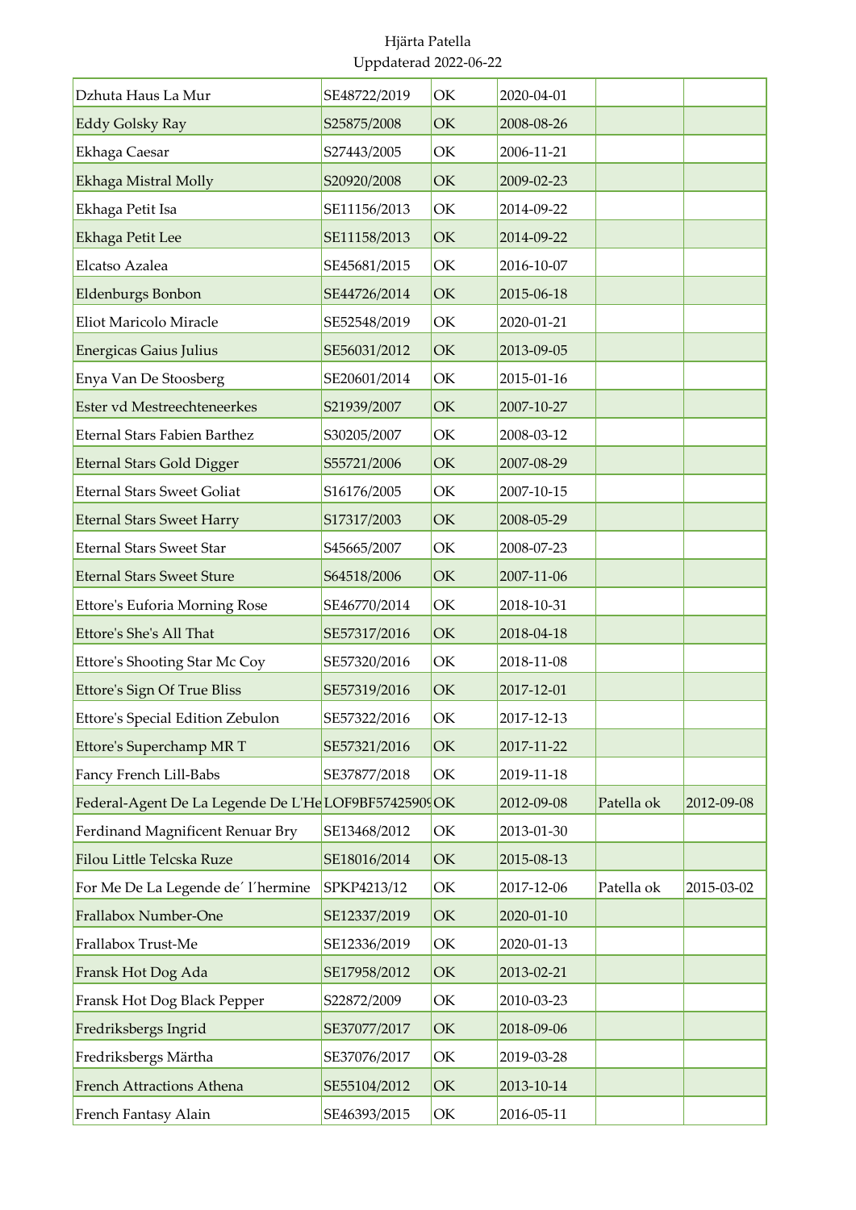Hjärta Patella
Uppdaterad 2022-06-22

| | | | | | |
|---|---|---|---|---|---|
| Dzhuta Haus La Mur | SE48722/2019 | OK | 2020-04-01 | | |
| Eddy Golsky Ray | S25875/2008 | OK | 2008-08-26 | | |
| Ekhaga Caesar | S27443/2005 | OK | 2006-11-21 | | |
| Ekhaga Mistral Molly | S20920/2008 | OK | 2009-02-23 | | |
| Ekhaga Petit Isa | SE11156/2013 | OK | 2014-09-22 | | |
| Ekhaga Petit Lee | SE11158/2013 | OK | 2014-09-22 | | |
| Elcatso Azalea | SE45681/2015 | OK | 2016-10-07 | | |
| Eldenburgs Bonbon | SE44726/2014 | OK | 2015-06-18 | | |
| Eliot Maricolo Miracle | SE52548/2019 | OK | 2020-01-21 | | |
| Energicas Gaius Julius | SE56031/2012 | OK | 2013-09-05 | | |
| Enya Van De Stoosberg | SE20601/2014 | OK | 2015-01-16 | | |
| Ester vd Mestreechteneerkes | S21939/2007 | OK | 2007-10-27 | | |
| Eternal Stars Fabien Barthez | S30205/2007 | OK | 2008-03-12 | | |
| Eternal Stars Gold Digger | S55721/2006 | OK | 2007-08-29 | | |
| Eternal Stars Sweet Goliat | S16176/2005 | OK | 2007-10-15 | | |
| Eternal Stars Sweet Harry | S17317/2003 | OK | 2008-05-29 | | |
| Eternal Stars Sweet Star | S45665/2007 | OK | 2008-07-23 | | |
| Eternal Stars Sweet Sture | S64518/2006 | OK | 2007-11-06 | | |
| Ettore's Euforia Morning Rose | SE46770/2014 | OK | 2018-10-31 | | |
| Ettore's She's All That | SE57317/2016 | OK | 2018-04-18 | | |
| Ettore's Shooting Star Mc Coy | SE57320/2016 | OK | 2018-11-08 | | |
| Ettore's Sign Of True Bliss | SE57319/2016 | OK | 2017-12-01 | | |
| Ettore's Special Edition Zebulon | SE57322/2016 | OK | 2017-12-13 | | |
| Ettore's Superchamp MR T | SE57321/2016 | OK | 2017-11-22 | | |
| Fancy French Lill-Babs | SE37877/2018 | OK | 2019-11-18 | | |
| Federal-Agent De La Legende De L'He | LOF9BF5742590 | OK | 2012-09-08 | Patella ok | 2012-09-08 |
| Ferdinand Magnificent Renuar Bry | SE13468/2012 | OK | 2013-01-30 | | |
| Filou Little Telcska Ruze | SE18016/2014 | OK | 2015-08-13 | | |
| For Me De La Legende de´ l´hermine | SPKP4213/12 | OK | 2017-12-06 | Patella ok | 2015-03-02 |
| Frallabox Number-One | SE12337/2019 | OK | 2020-01-10 | | |
| Frallabox Trust-Me | SE12336/2019 | OK | 2020-01-13 | | |
| Fransk Hot Dog Ada | SE17958/2012 | OK | 2013-02-21 | | |
| Fransk Hot Dog Black Pepper | S22872/2009 | OK | 2010-03-23 | | |
| Fredriksbergs Ingrid | SE37077/2017 | OK | 2018-09-06 | | |
| Fredriksbergs Märtha | SE37076/2017 | OK | 2019-03-28 | | |
| French Attractions Athena | SE55104/2012 | OK | 2013-10-14 | | |
| French Fantasy Alain | SE46393/2015 | OK | 2016-05-11 | | |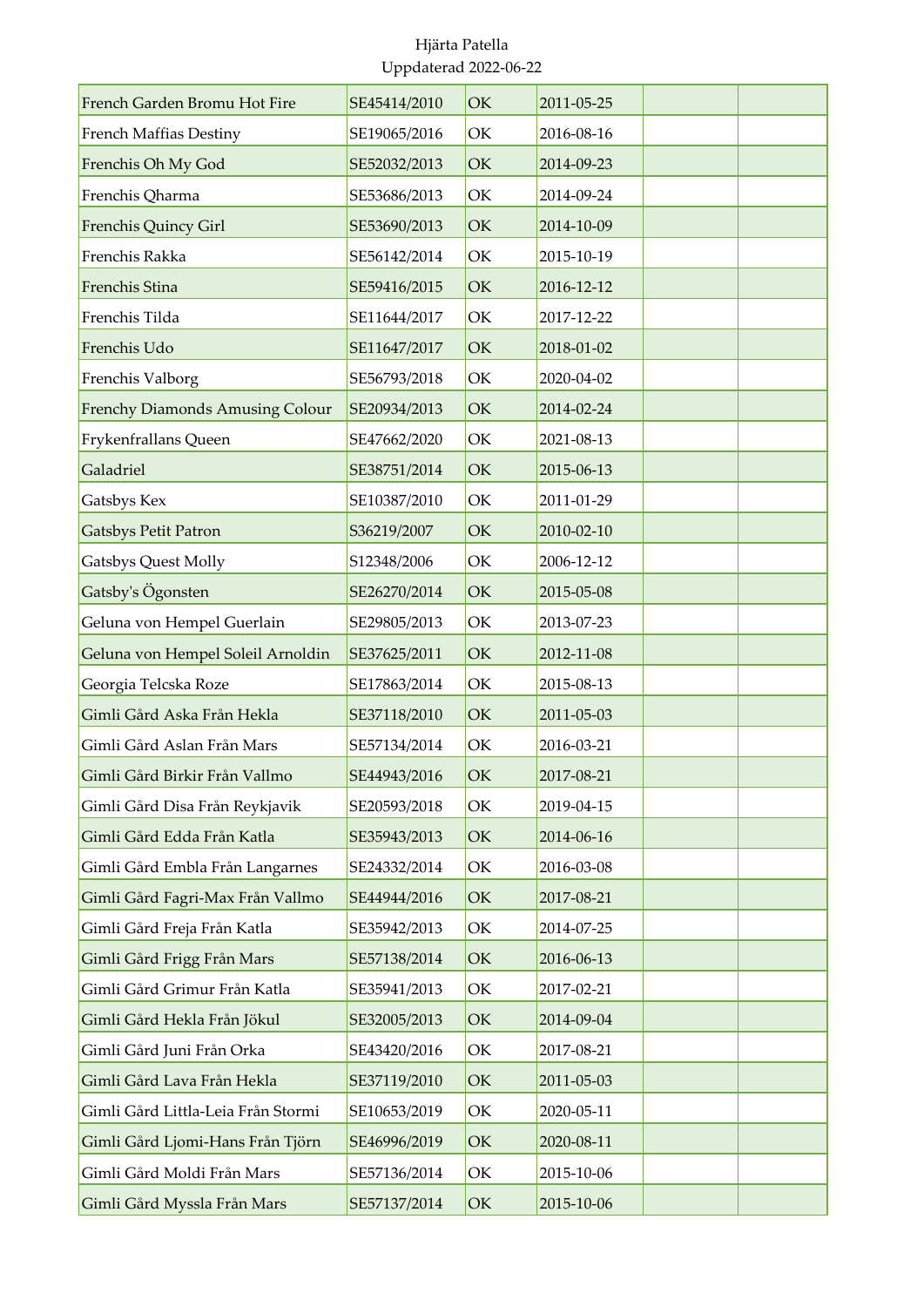Hjärta Patella
Uppdaterad 2022-06-22

| | | | | | |
|---|---|---|---|---|---|
| French Garden Bromu Hot Fire | SE45414/2010 | OK | 2011-05-25 | | |
| French Maffias Destiny | SE19065/2016 | OK | 2016-08-16 | | |
| Frenchis Oh My God | SE52032/2013 | OK | 2014-09-23 | | |
| Frenchis Qharma | SE53686/2013 | OK | 2014-09-24 | | |
| Frenchis Quincy Girl | SE53690/2013 | OK | 2014-10-09 | | |
| Frenchis Rakka | SE56142/2014 | OK | 2015-10-19 | | |
| Frenchis Stina | SE59416/2015 | OK | 2016-12-12 | | |
| Frenchis Tilda | SE11644/2017 | OK | 2017-12-22 | | |
| Frenchis Udo | SE11647/2017 | OK | 2018-01-02 | | |
| Frenchis Valborg | SE56793/2018 | OK | 2020-04-02 | | |
| Frenchy Diamonds Amusing Colour | SE20934/2013 | OK | 2014-02-24 | | |
| Frykenfrallans Queen | SE47662/2020 | OK | 2021-08-13 | | |
| Galadriel | SE38751/2014 | OK | 2015-06-13 | | |
| Gatsbys Kex | SE10387/2010 | OK | 2011-01-29 | | |
| Gatsbys Petit Patron | S36219/2007 | OK | 2010-02-10 | | |
| Gatsbys Quest Molly | S12348/2006 | OK | 2006-12-12 | | |
| Gatsby's Ögonsten | SE26270/2014 | OK | 2015-05-08 | | |
| Geluna von Hempel Guerlain | SE29805/2013 | OK | 2013-07-23 | | |
| Geluna von Hempel Soleil Arnoldin | SE37625/2011 | OK | 2012-11-08 | | |
| Georgia Telcska Roze | SE17863/2014 | OK | 2015-08-13 | | |
| Gimli Gård Aska Från Hekla | SE37118/2010 | OK | 2011-05-03 | | |
| Gimli Gård Aslan Från Mars | SE57134/2014 | OK | 2016-03-21 | | |
| Gimli Gård Birkir Från Vallmo | SE44943/2016 | OK | 2017-08-21 | | |
| Gimli Gård Disa Från Reykjavik | SE20593/2018 | OK | 2019-04-15 | | |
| Gimli Gård Edda Från Katla | SE35943/2013 | OK | 2014-06-16 | | |
| Gimli Gård Embla Från Langarnes | SE24332/2014 | OK | 2016-03-08 | | |
| Gimli Gård Fagri-Max Från Vallmo | SE44944/2016 | OK | 2017-08-21 | | |
| Gimli Gård Freja Från Katla | SE35942/2013 | OK | 2014-07-25 | | |
| Gimli Gård Frigg Från Mars | SE57138/2014 | OK | 2016-06-13 | | |
| Gimli Gård Grimur Från Katla | SE35941/2013 | OK | 2017-02-21 | | |
| Gimli Gård Hekla Från Jökul | SE32005/2013 | OK | 2014-09-04 | | |
| Gimli Gård Juni Från Orka | SE43420/2016 | OK | 2017-08-21 | | |
| Gimli Gård Lava Från Hekla | SE37119/2010 | OK | 2011-05-03 | | |
| Gimli Gård Littla-Leia Från Stormi | SE10653/2019 | OK | 2020-05-11 | | |
| Gimli Gård Ljomi-Hans Från Tjörn | SE46996/2019 | OK | 2020-08-11 | | |
| Gimli Gård Moldi Från Mars | SE57136/2014 | OK | 2015-10-06 | | |
| Gimli Gård Myssla Från Mars | SE57137/2014 | OK | 2015-10-06 | | |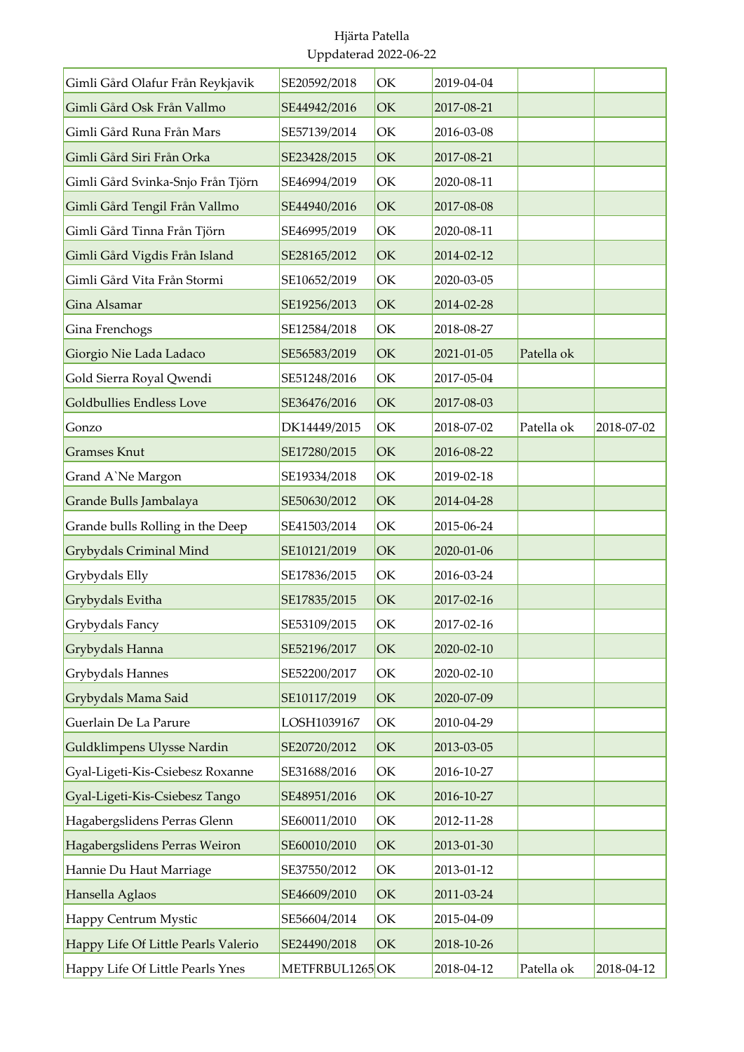| Gimli Gård Olafur Från Reykjavik | SE20592/2018 | OK | 2019-04-04 | | |
|---|---|---|---|---|---|
| Gimli Gård Osk Från Vallmo | SE44942/2016 | OK | 2017-08-21 | | |
| Gimli Gård Runa Från Mars | SE57139/2014 | OK | 2016-03-08 | | |
| Gimli Gård Siri Från Orka | SE23428/2015 | OK | 2017-08-21 | | |
| Gimli Gård Svinka-Snjo Från Tjörn | SE46994/2019 | OK | 2020-08-11 | | |
| Gimli Gård Tengil Från Vallmo | SE44940/2016 | OK | 2017-08-08 | | |
| Gimli Gård Tinna Från Tjörn | SE46995/2019 | OK | 2020-08-11 | | |
| Gimli Gård Vigdis Från Island | SE28165/2012 | OK | 2014-02-12 | | |
| Gimli Gård Vita Från Stormi | SE10652/2019 | OK | 2020-03-05 | | |
| Gina Alsamar | SE19256/2013 | OK | 2014-02-28 | | |
| Gina Frenchogs | SE12584/2018 | OK | 2018-08-27 | | |
| Giorgio Nie Lada Ladaco | SE56583/2019 | OK | 2021-01-05 | Patella ok | |
| Gold Sierra Royal Qwendi | SE51248/2016 | OK | 2017-05-04 | | |
| Goldbullies Endless Love | SE36476/2016 | OK | 2017-08-03 | | |
| Gonzo | DK14449/2015 | OK | 2018-07-02 | Patella ok | 2018-07-02 |
| Gramses Knut | SE17280/2015 | OK | 2016-08-22 | | |
| Grand A`Ne Margon | SE19334/2018 | OK | 2019-02-18 | | |
| Grande Bulls Jambalaya | SE50630/2012 | OK | 2014-04-28 | | |
| Grande bulls Rolling in the Deep | SE41503/2014 | OK | 2015-06-24 | | |
| Grybydals Criminal Mind | SE10121/2019 | OK | 2020-01-06 | | |
| Grybydals Elly | SE17836/2015 | OK | 2016-03-24 | | |
| Grybydals Evitha | SE17835/2015 | OK | 2017-02-16 | | |
| Grybydals Fancy | SE53109/2015 | OK | 2017-02-16 | | |
| Grybydals Hanna | SE52196/2017 | OK | 2020-02-10 | | |
| Grybydals Hannes | SE52200/2017 | OK | 2020-02-10 | | |
| Grybydals Mama Said | SE10117/2019 | OK | 2020-07-09 | | |
| Guerlain De La Parure | LOSH1039167 | OK | 2010-04-29 | | |
| Guldklimpens Ulysse Nardin | SE20720/2012 | OK | 2013-03-05 | | |
| Gyal-Ligeti-Kis-Csiebesz Roxanne | SE31688/2016 | OK | 2016-10-27 | | |
| Gyal-Ligeti-Kis-Csiebesz Tango | SE48951/2016 | OK | 2016-10-27 | | |
| Hagabergslidens Perras Glenn | SE60011/2010 | OK | 2012-11-28 | | |
| Hagabergslidens Perras Weiron | SE60010/2010 | OK | 2013-01-30 | | |
| Hannie Du Haut Marriage | SE37550/2012 | OK | 2013-01-12 | | |
| Hansella Aglaos | SE46609/2010 | OK | 2011-03-24 | | |
| Happy Centrum Mystic | SE56604/2014 | OK | 2015-04-09 | | |
| Happy Life Of Little Pearls Valerio | SE24490/2018 | OK | 2018-10-26 | | |
| Happy Life Of Little Pearls Ynes | METFRBUL1265 | OK | 2018-04-12 | Patella ok | 2018-04-12 |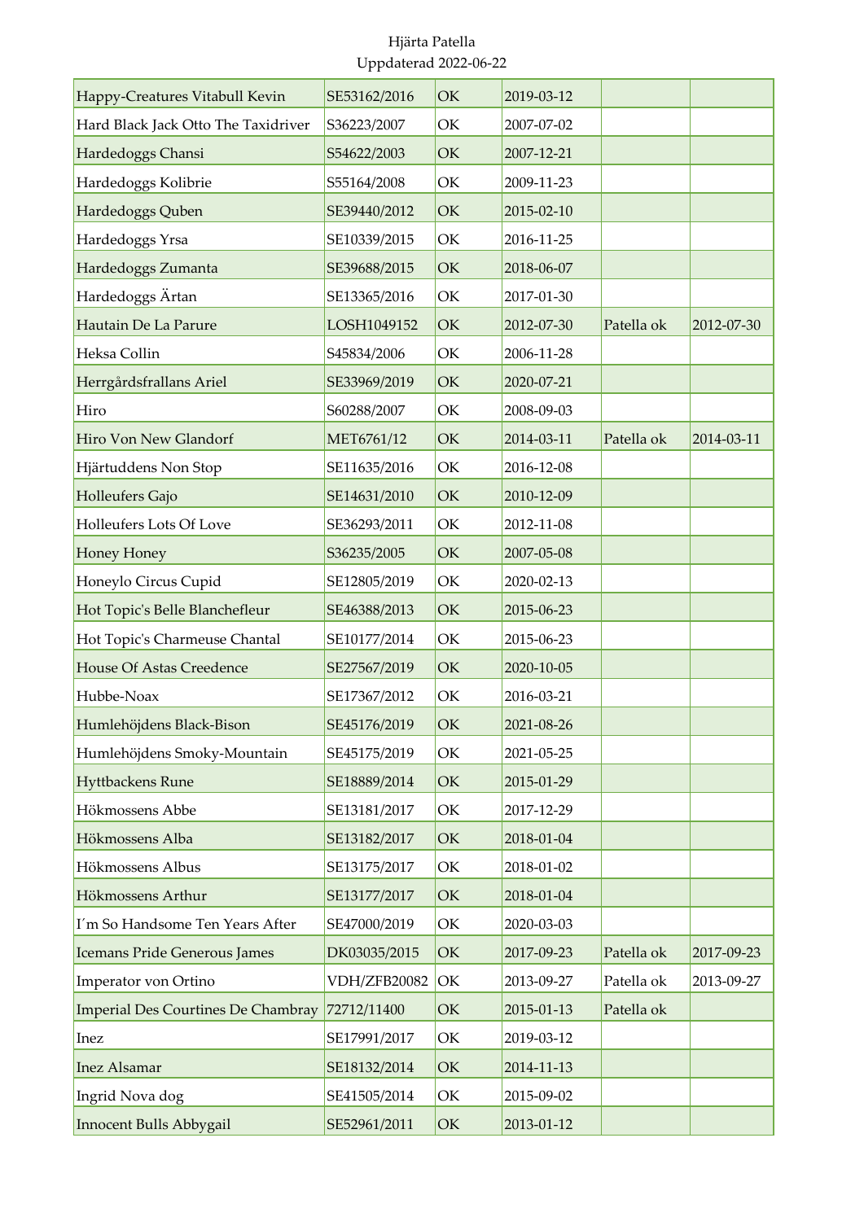Hjärta Patella
Uppdaterad 2022-06-22

| | | | | | |
|---|---|---|---|---|---|
| Happy-Creatures Vitabull Kevin | SE53162/2016 | OK | 2019-03-12 | | |
| Hard Black Jack Otto The Taxidriver | S36223/2007 | OK | 2007-07-02 | | |
| Hardedoggs Chansi | S54622/2003 | OK | 2007-12-21 | | |
| Hardedoggs Kolibrie | S55164/2008 | OK | 2009-11-23 | | |
| Hardedoggs Quben | SE39440/2012 | OK | 2015-02-10 | | |
| Hardedoggs Yrsa | SE10339/2015 | OK | 2016-11-25 | | |
| Hardedoggs Zumanta | SE39688/2015 | OK | 2018-06-07 | | |
| Hardedoggs Ärtan | SE13365/2016 | OK | 2017-01-30 | | |
| Hautain De La Parure | LOSH1049152 | OK | 2012-07-30 | Patella ok | 2012-07-30 |
| Heksa Collin | S45834/2006 | OK | 2006-11-28 | | |
| Herrgårdsfrallans Ariel | SE33969/2019 | OK | 2020-07-21 | | |
| Hiro | S60288/2007 | OK | 2008-09-03 | | |
| Hiro Von New Glandorf | MET6761/12 | OK | 2014-03-11 | Patella ok | 2014-03-11 |
| Hjärtuddens Non Stop | SE11635/2016 | OK | 2016-12-08 | | |
| Holleufers Gajo | SE14631/2010 | OK | 2010-12-09 | | |
| Holleufers Lots Of Love | SE36293/2011 | OK | 2012-11-08 | | |
| Honey Honey | S36235/2005 | OK | 2007-05-08 | | |
| Honeylo Circus Cupid | SE12805/2019 | OK | 2020-02-13 | | |
| Hot Topic's Belle Blanchefleur | SE46388/2013 | OK | 2015-06-23 | | |
| Hot Topic's Charmeuse Chantal | SE10177/2014 | OK | 2015-06-23 | | |
| House Of Astas Creedence | SE27567/2019 | OK | 2020-10-05 | | |
| Hubbe-Noax | SE17367/2012 | OK | 2016-03-21 | | |
| Humlehöjdens Black-Bison | SE45176/2019 | OK | 2021-08-26 | | |
| Humlehöjdens Smoky-Mountain | SE45175/2019 | OK | 2021-05-25 | | |
| Hyttbackens Rune | SE18889/2014 | OK | 2015-01-29 | | |
| Hökmossens Abbe | SE13181/2017 | OK | 2017-12-29 | | |
| Hökmossens Alba | SE13182/2017 | OK | 2018-01-04 | | |
| Hökmossens Albus | SE13175/2017 | OK | 2018-01-02 | | |
| Hökmossens Arthur | SE13177/2017 | OK | 2018-01-04 | | |
| I´m So Handsome Ten Years After | SE47000/2019 | OK | 2020-03-03 | | |
| Icemans Pride Generous James | DK03035/2015 | OK | 2017-09-23 | Patella ok | 2017-09-23 |
| Imperator von Ortino | VDH/ZFB20082 | OK | 2013-09-27 | Patella ok | 2013-09-27 |
| Imperial Des Courtines De Chambray | 72712/11400 | OK | 2015-01-13 | Patella ok | |
| Inez | SE17991/2017 | OK | 2019-03-12 | | |
| Inez Alsamar | SE18132/2014 | OK | 2014-11-13 | | |
| Ingrid Nova dog | SE41505/2014 | OK | 2015-09-02 | | |
| Innocent Bulls Abbygail | SE52961/2011 | OK | 2013-01-12 | | |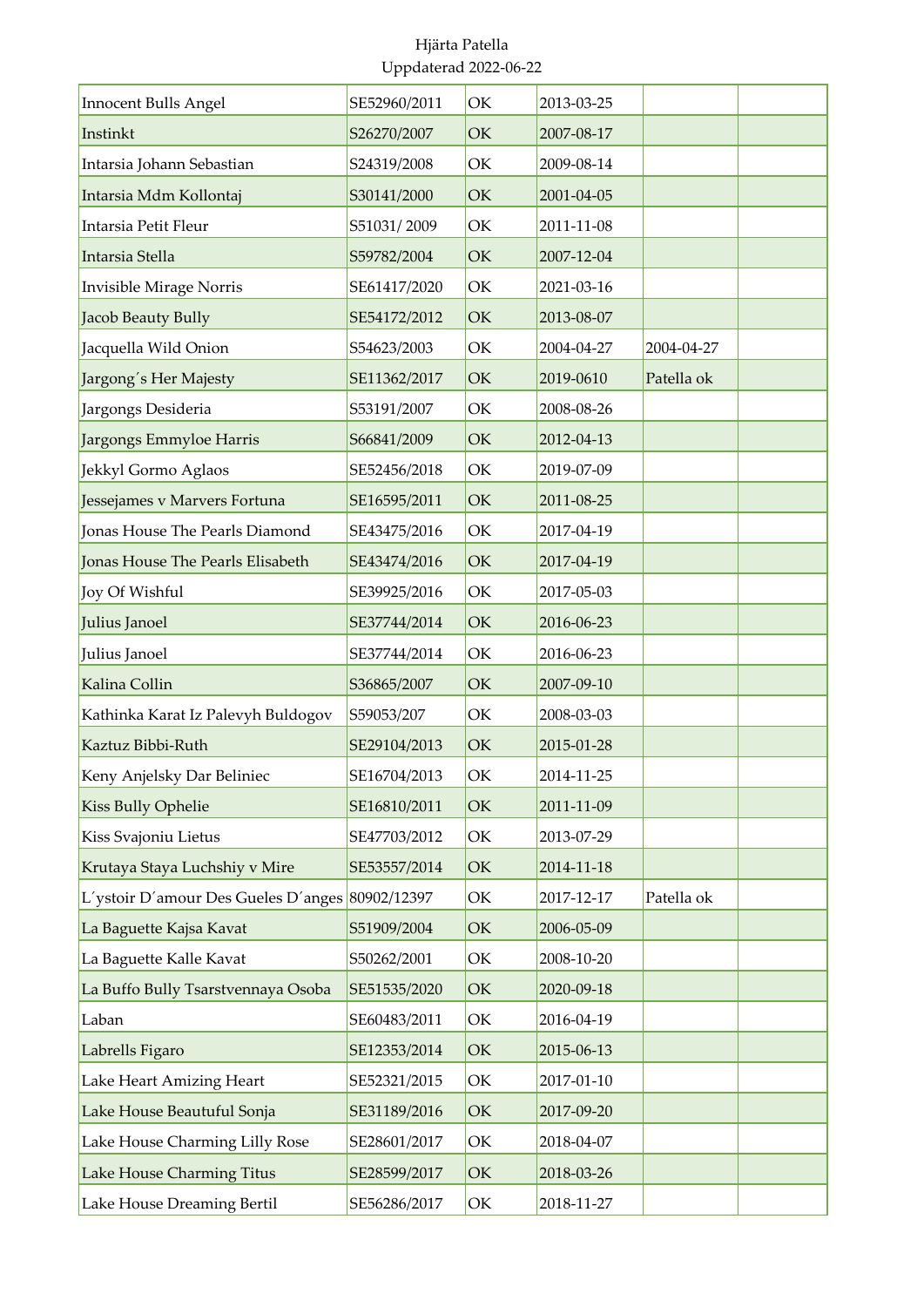Hjärta Patella
Uppdaterad 2022-06-22

| | | | | | |
|---|---|---|---|---|---|
| Innocent Bulls Angel | SE52960/2011 | OK | 2013-03-25 | | |
| Instinkt | S26270/2007 | OK | 2007-08-17 | | |
| Intarsia Johann Sebastian | S24319/2008 | OK | 2009-08-14 | | |
| Intarsia Mdm Kollontaj | S30141/2000 | OK | 2001-04-05 | | |
| Intarsia Petit Fleur | S51031/ 2009 | OK | 2011-11-08 | | |
| Intarsia Stella | S59782/2004 | OK | 2007-12-04 | | |
| Invisible Mirage Norris | SE61417/2020 | OK | 2021-03-16 | | |
| Jacob Beauty Bully | SE54172/2012 | OK | 2013-08-07 | | |
| Jacquella Wild Onion | S54623/2003 | OK | 2004-04-27 | 2004-04-27 | |
| Jargong´s Her Majesty | SE11362/2017 | OK | 2019-0610 | Patella ok | |
| Jargongs Desideria | S53191/2007 | OK | 2008-08-26 | | |
| Jargongs Emmyloe Harris | S66841/2009 | OK | 2012-04-13 | | |
| Jekkyl Gormo Aglaos | SE52456/2018 | OK | 2019-07-09 | | |
| Jessejames v Marvers Fortuna | SE16595/2011 | OK | 2011-08-25 | | |
| Jonas House The Pearls Diamond | SE43475/2016 | OK | 2017-04-19 | | |
| Jonas House The Pearls Elisabeth | SE43474/2016 | OK | 2017-04-19 | | |
| Joy Of Wishful | SE39925/2016 | OK | 2017-05-03 | | |
| Julius Janoel | SE37744/2014 | OK | 2016-06-23 | | |
| Julius Janoel | SE37744/2014 | OK | 2016-06-23 | | |
| Kalina Collin | S36865/2007 | OK | 2007-09-10 | | |
| Kathinka Karat Iz Palevyh Buldogov | S59053/207 | OK | 2008-03-03 | | |
| Kaztuz Bibbi-Ruth | SE29104/2013 | OK | 2015-01-28 | | |
| Keny Anjelsky Dar Beliniec | SE16704/2013 | OK | 2014-11-25 | | |
| Kiss Bully Ophelie | SE16810/2011 | OK | 2011-11-09 | | |
| Kiss Svajoniu Lietus | SE47703/2012 | OK | 2013-07-29 | | |
| Krutaya Staya Luchshiy v Mire | SE53557/2014 | OK | 2014-11-18 | | |
| L´ystoir D´amour Des Gueles D´anges | 80902/12397 | OK | 2017-12-17 | Patella ok | |
| La Baguette Kajsa Kavat | S51909/2004 | OK | 2006-05-09 | | |
| La Baguette Kalle Kavat | S50262/2001 | OK | 2008-10-20 | | |
| La Buffo Bully Tsarstvennaya Osoba | SE51535/2020 | OK | 2020-09-18 | | |
| Laban | SE60483/2011 | OK | 2016-04-19 | | |
| Labrells Figaro | SE12353/2014 | OK | 2015-06-13 | | |
| Lake Heart Amizing Heart | SE52321/2015 | OK | 2017-01-10 | | |
| Lake House Beautuful Sonja | SE31189/2016 | OK | 2017-09-20 | | |
| Lake House Charming Lilly Rose | SE28601/2017 | OK | 2018-04-07 | | |
| Lake House Charming Titus | SE28599/2017 | OK | 2018-03-26 | | |
| Lake House Dreaming Bertil | SE56286/2017 | OK | 2018-11-27 | | |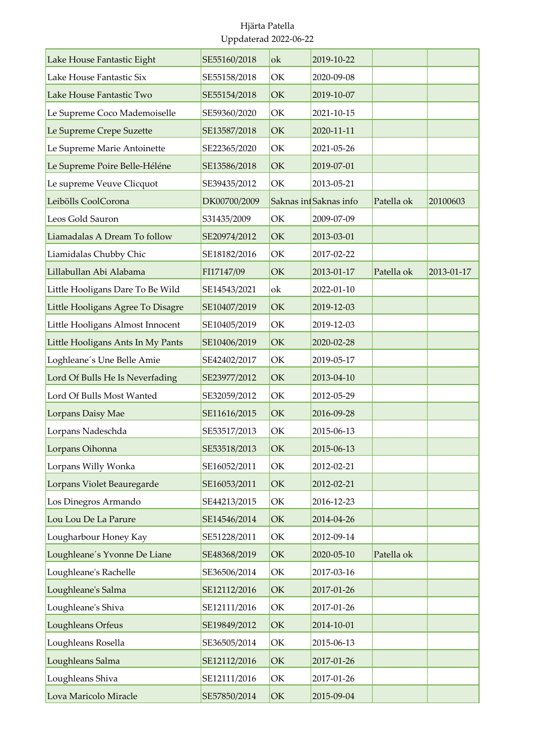Hjärta Patella
Uppdaterad 2022-06-22

| | | | | | |
|---|---|---|---|---|---|
| Lake House Fantastic Eight | SE55160/2018 | ok | 2019-10-22 | | |
| Lake House Fantastic Six | SE55158/2018 | OK | 2020-09-08 | | |
| Lake House Fantastic Two | SE55154/2018 | OK | 2019-10-07 | | |
| Le Supreme Coco Mademoiselle | SE59360/2020 | OK | 2021-10-15 | | |
| Le Supreme Crepe Suzette | SE13587/2018 | OK | 2020-11-11 | | |
| Le Supreme Marie Antoinette | SE22365/2020 | OK | 2021-05-26 | | |
| Le Supreme Poire Belle-Héléne | SE13586/2018 | OK | 2019-07-01 | | |
| Le supreme Veuve Clicquot | SE39435/2012 | OK | 2013-05-21 | | |
| Leibölls CoolCorona | DK00700/2009 | Saknas inf | Saknas info | Patella ok | 20100603 |
| Leos Gold Sauron | S31435/2009 | OK | 2009-07-09 | | |
| Liamadalas A Dream To follow | SE20974/2012 | OK | 2013-03-01 | | |
| Liamidalas Chubby Chic | SE18182/2016 | OK | 2017-02-22 | | |
| Lillabullan Abi Alabama | FI17147/09 | OK | 2013-01-17 | Patella ok | 2013-01-17 |
| Little Hooligans Dare To Be Wild | SE14543/2021 | ok | 2022-01-10 | | |
| Little Hooligans Agree To Disagre | SE10407/2019 | OK | 2019-12-03 | | |
| Little Hooligans Almost Innocent | SE10405/2019 | OK | 2019-12-03 | | |
| Little Hooligans Ants In My Pants | SE10406/2019 | OK | 2020-02-28 | | |
| Loghleane´s Une Belle Amie | SE42402/2017 | OK | 2019-05-17 | | |
| Lord Of Bulls He Is Neverfading | SE23977/2012 | OK | 2013-04-10 | | |
| Lord Of Bulls Most Wanted | SE32059/2012 | OK | 2012-05-29 | | |
| Lorpans Daisy Mae | SE11616/2015 | OK | 2016-09-28 | | |
| Lorpans Nadeschda | SE53517/2013 | OK | 2015-06-13 | | |
| Lorpans Oihonna | SE53518/2013 | OK | 2015-06-13 | | |
| Lorpans Willy Wonka | SE16052/2011 | OK | 2012-02-21 | | |
| Lorpans Violet Beauregarde | SE16053/2011 | OK | 2012-02-21 | | |
| Los Dinegros Armando | SE44213/2015 | OK | 2016-12-23 | | |
| Lou Lou De La Parure | SE14546/2014 | OK | 2014-04-26 | | |
| Lougharbour Honey Kay | SE51228/2011 | OK | 2012-09-14 | | |
| Loughleane´s Yvonne De Liane | SE48368/2019 | OK | 2020-05-10 | Patella ok | |
| Loughleane's Rachelle | SE36506/2014 | OK | 2017-03-16 | | |
| Loughleane's Salma | SE12112/2016 | OK | 2017-01-26 | | |
| Loughleane's Shiva | SE12111/2016 | OK | 2017-01-26 | | |
| Loughleans Orfeus | SE19849/2012 | OK | 2014-10-01 | | |
| Loughleans Rosella | SE36505/2014 | OK | 2015-06-13 | | |
| Loughleans Salma | SE12112/2016 | OK | 2017-01-26 | | |
| Loughleans Shiva | SE12111/2016 | OK | 2017-01-26 | | |
| Lova Maricolo Miracle | SE57850/2014 | OK | 2015-09-04 | | |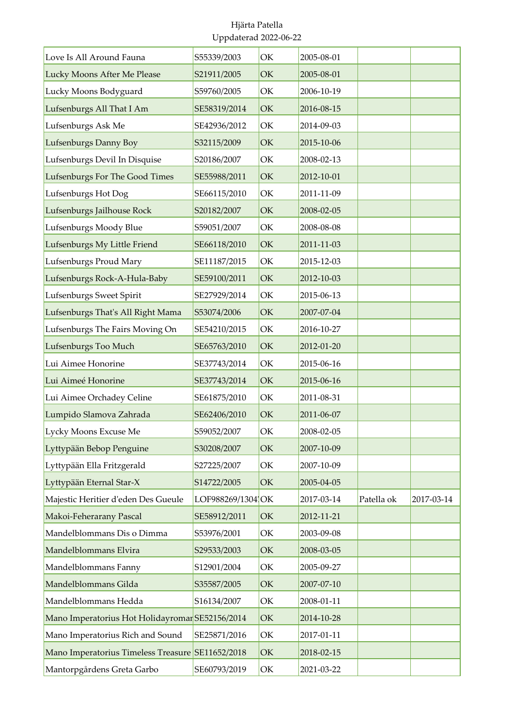Hjärta Patella
Uppdaterad 2022-06-22

| | | | | | |
|---|---|---|---|---|---|
| Love Is All Around Fauna | S55339/2003 | OK | 2005-08-01 | | |
| Lucky Moons After Me Please | S21911/2005 | OK | 2005-08-01 | | |
| Lucky Moons Bodyguard | S59760/2005 | OK | 2006-10-19 | | |
| Lufsenburgs All That I Am | SE58319/2014 | OK | 2016-08-15 | | |
| Lufsenburgs Ask Me | SE42936/2012 | OK | 2014-09-03 | | |
| Lufsenburgs Danny Boy | S32115/2009 | OK | 2015-10-06 | | |
| Lufsenburgs Devil In Disquise | S20186/2007 | OK | 2008-02-13 | | |
| Lufsenburgs For The Good Times | SE55988/2011 | OK | 2012-10-01 | | |
| Lufsenburgs Hot Dog | SE66115/2010 | OK | 2011-11-09 | | |
| Lufsenburgs Jailhouse Rock | S20182/2007 | OK | 2008-02-05 | | |
| Lufsenburgs Moody Blue | S59051/2007 | OK | 2008-08-08 | | |
| Lufsenburgs My Little Friend | SE66118/2010 | OK | 2011-11-03 | | |
| Lufsenburgs Proud Mary | SE11187/2015 | OK | 2015-12-03 | | |
| Lufsenburgs Rock-A-Hula-Baby | SE59100/2011 | OK | 2012-10-03 | | |
| Lufsenburgs Sweet Spirit | SE27929/2014 | OK | 2015-06-13 | | |
| Lufsenburgs That's All Right Mama | S53074/2006 | OK | 2007-07-04 | | |
| Lufsenburgs The Fairs Moving On | SE54210/2015 | OK | 2016-10-27 | | |
| Lufsenburgs Too Much | SE65763/2010 | OK | 2012-01-20 | | |
| Lui Aimee Honorine | SE37743/2014 | OK | 2015-06-16 | | |
| Lui Aimeé Honorine | SE37743/2014 | OK | 2015-06-16 | | |
| Lui Aimee Orchadey Celine | SE61875/2010 | OK | 2011-08-31 | | |
| Lumpido Slamova Zahrada | SE62406/2010 | OK | 2011-06-07 | | |
| Lycky Moons Excuse Me | S59052/2007 | OK | 2008-02-05 | | |
| Lyttypään Bebop Penguine | S30208/2007 | OK | 2007-10-09 | | |
| Lyttypään Ella Fritzgerald | S27225/2007 | OK | 2007-10-09 | | |
| Lyttypään Eternal Star-X | S14722/2005 | OK | 2005-04-05 | | |
| Majestic Heritier d'eden Des Gueule | LOF988269/1304 | OK | 2017-03-14 | Patella ok | 2017-03-14 |
| Makoi-Feherarany Pascal | SE58912/2011 | OK | 2012-11-21 | | |
| Mandelblommans Dis o Dimma | S53976/2001 | OK | 2003-09-08 | | |
| Mandelblommans Elvira | S29533/2003 | OK | 2008-03-05 | | |
| Mandelblommans Fanny | S12901/2004 | OK | 2005-09-27 | | |
| Mandelblommans Gilda | S35587/2005 | OK | 2007-07-10 | | |
| Mandelblommans Hedda | S16134/2007 | OK | 2008-01-11 | | |
| Mano Imperatorius Hot Holidayromar | SE52156/2014 | OK | 2014-10-28 | | |
| Mano Imperatorius Rich and Sound | SE25871/2016 | OK | 2017-01-11 | | |
| Mano Imperatorius Timeless Treasure | SE11652/2018 | OK | 2018-02-15 | | |
| Mantorpgårdens Greta Garbo | SE60793/2019 | OK | 2021-03-22 | | |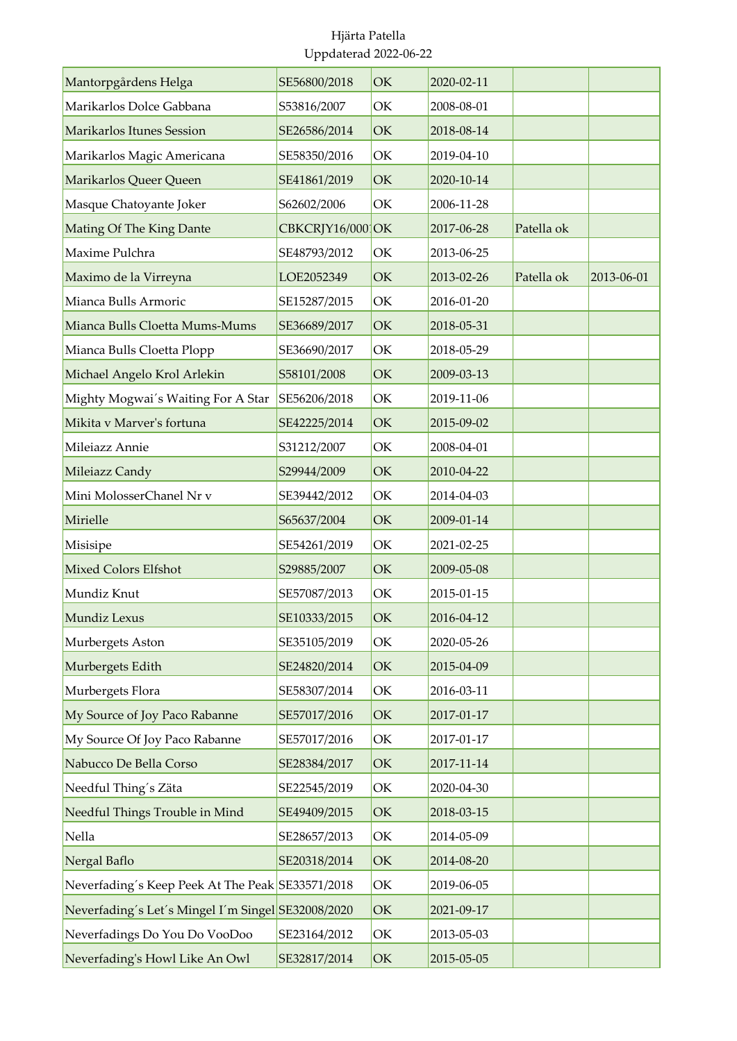Hjärta Patella
Uppdaterad 2022-06-22

| | | | | | |
|---|---|---|---|---|---|
| Mantorpgårdens Helga | SE56800/2018 | OK | 2020-02-11 | | |
| Marikarlos Dolce Gabbana | S53816/2007 | OK | 2008-08-01 | | |
| Marikarlos Itunes Session | SE26586/2014 | OK | 2018-08-14 | | |
| Marikarlos Magic Americana | SE58350/2016 | OK | 2019-04-10 | | |
| Marikarlos Queer Queen | SE41861/2019 | OK | 2020-10-14 | | |
| Masque Chatoyante Joker | S62602/2006 | OK | 2006-11-28 | | |
| Mating Of The King Dante | CBKCRJY16/000 | OK | 2017-06-28 | Patella ok | |
| Maxime Pulchra | SE48793/2012 | OK | 2013-06-25 | | |
| Maximo de la Virreyna | LOE2052349 | OK | 2013-02-26 | Patella ok | 2013-06-01 |
| Mianca Bulls Armoric | SE15287/2015 | OK | 2016-01-20 | | |
| Mianca Bulls Cloetta Mums-Mums | SE36689/2017 | OK | 2018-05-31 | | |
| Mianca Bulls Cloetta Plopp | SE36690/2017 | OK | 2018-05-29 | | |
| Michael Angelo Krol Arlekin | S58101/2008 | OK | 2009-03-13 | | |
| Mighty Mogwai´s Waiting For A Star | SE56206/2018 | OK | 2019-11-06 | | |
| Mikita v Marver's fortuna | SE42225/2014 | OK | 2015-09-02 | | |
| Mileiazz Annie | S31212/2007 | OK | 2008-04-01 | | |
| Mileiazz Candy | S29944/2009 | OK | 2010-04-22 | | |
| Mini MolosserChanel Nr v | SE39442/2012 | OK | 2014-04-03 | | |
| Mirielle | S65637/2004 | OK | 2009-01-14 | | |
| Misisipe | SE54261/2019 | OK | 2021-02-25 | | |
| Mixed Colors Elfshot | S29885/2007 | OK | 2009-05-08 | | |
| Mundiz Knut | SE57087/2013 | OK | 2015-01-15 | | |
| Mundiz Lexus | SE10333/2015 | OK | 2016-04-12 | | |
| Murbergets Aston | SE35105/2019 | OK | 2020-05-26 | | |
| Murbergets Edith | SE24820/2014 | OK | 2015-04-09 | | |
| Murbergets Flora | SE58307/2014 | OK | 2016-03-11 | | |
| My Source of Joy Paco Rabanne | SE57017/2016 | OK | 2017-01-17 | | |
| My Source Of Joy Paco Rabanne | SE57017/2016 | OK | 2017-01-17 | | |
| Nabucco De Bella Corso | SE28384/2017 | OK | 2017-11-14 | | |
| Needful Thing´s Zäta | SE22545/2019 | OK | 2020-04-30 | | |
| Needful Things Trouble in Mind | SE49409/2015 | OK | 2018-03-15 | | |
| Nella | SE28657/2013 | OK | 2014-05-09 | | |
| Nergal Baflo | SE20318/2014 | OK | 2014-08-20 | | |
| Neverfading´s Keep Peek At The Peak | SE33571/2018 | OK | 2019-06-05 | | |
| Neverfading´s Let´s Mingel I´m Singel | SE32008/2020 | OK | 2021-09-17 | | |
| Neverfadings Do You Do VooDoo | SE23164/2012 | OK | 2013-05-03 | | |
| Neverfading's Howl Like An Owl | SE32817/2014 | OK | 2015-05-05 | | |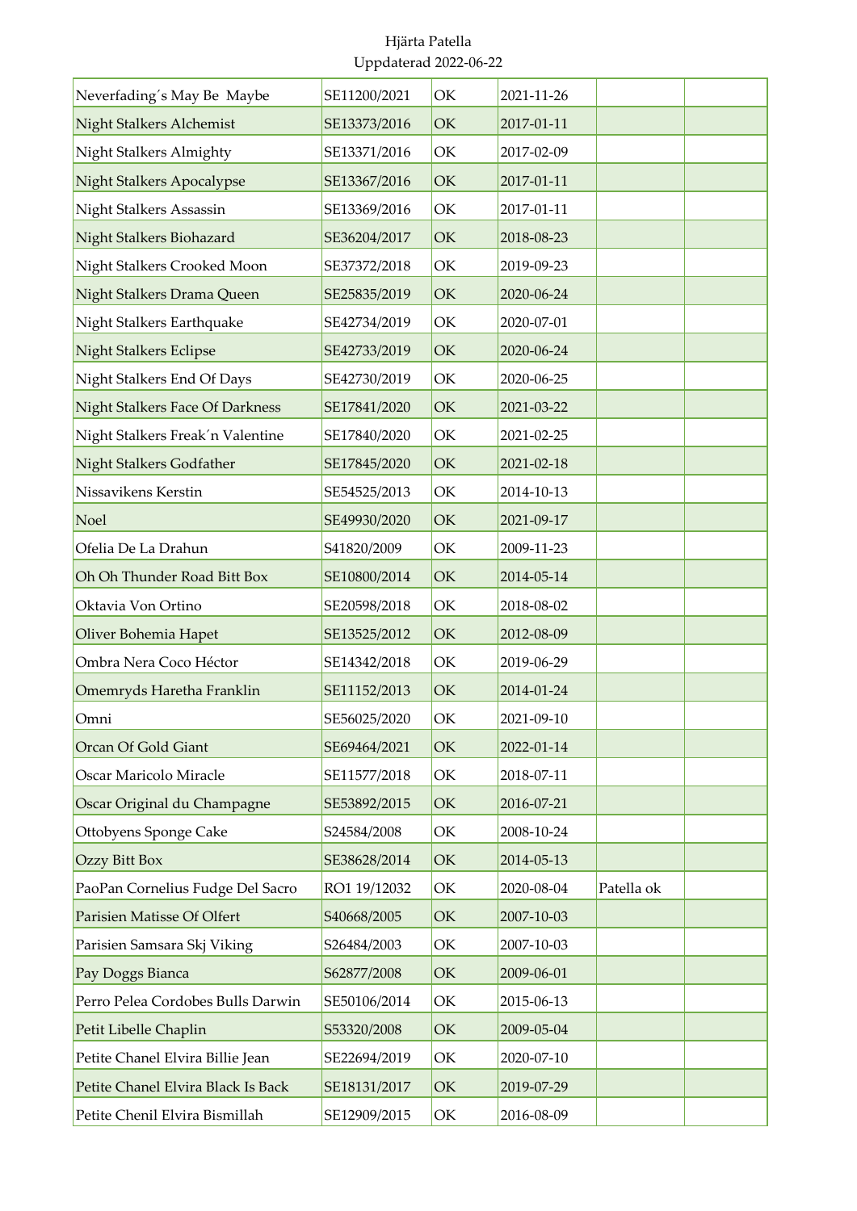Hjärta Patella
Uppdaterad 2022-06-22

| | | | | | |
|---|---|---|---|---|---|
| Neverfading´s May Be Maybe | SE11200/2021 | OK | 2021-11-26 | | |
| Night Stalkers Alchemist | SE13373/2016 | OK | 2017-01-11 | | |
| Night Stalkers Almighty | SE13371/2016 | OK | 2017-02-09 | | |
| Night Stalkers Apocalypse | SE13367/2016 | OK | 2017-01-11 | | |
| Night Stalkers Assassin | SE13369/2016 | OK | 2017-01-11 | | |
| Night Stalkers Biohazard | SE36204/2017 | OK | 2018-08-23 | | |
| Night Stalkers Crooked Moon | SE37372/2018 | OK | 2019-09-23 | | |
| Night Stalkers Drama Queen | SE25835/2019 | OK | 2020-06-24 | | |
| Night Stalkers Earthquake | SE42734/2019 | OK | 2020-07-01 | | |
| Night Stalkers Eclipse | SE42733/2019 | OK | 2020-06-24 | | |
| Night Stalkers End Of Days | SE42730/2019 | OK | 2020-06-25 | | |
| Night Stalkers Face Of Darkness | SE17841/2020 | OK | 2021-03-22 | | |
| Night Stalkers Freak´n Valentine | SE17840/2020 | OK | 2021-02-25 | | |
| Night Stalkers Godfather | SE17845/2020 | OK | 2021-02-18 | | |
| Nissavikens Kerstin | SE54525/2013 | OK | 2014-10-13 | | |
| Noel | SE49930/2020 | OK | 2021-09-17 | | |
| Ofelia De La Drahun | S41820/2009 | OK | 2009-11-23 | | |
| Oh Oh Thunder Road Bitt Box | SE10800/2014 | OK | 2014-05-14 | | |
| Oktavia Von Ortino | SE20598/2018 | OK | 2018-08-02 | | |
| Oliver Bohemia Hapet | SE13525/2012 | OK | 2012-08-09 | | |
| Ombra Nera Coco Héctor | SE14342/2018 | OK | 2019-06-29 | | |
| Omemryds Haretha Franklin | SE11152/2013 | OK | 2014-01-24 | | |
| Omni | SE56025/2020 | OK | 2021-09-10 | | |
| Orcan Of Gold Giant | SE69464/2021 | OK | 2022-01-14 | | |
| Oscar Maricolo Miracle | SE11577/2018 | OK | 2018-07-11 | | |
| Oscar Original du Champagne | SE53892/2015 | OK | 2016-07-21 | | |
| Ottobyens Sponge Cake | S24584/2008 | OK | 2008-10-24 | | |
| Ozzy Bitt Box | SE38628/2014 | OK | 2014-05-13 | | |
| PaoPan Cornelius Fudge Del Sacro | RO1 19/12032 | OK | 2020-08-04 | Patella ok | |
| Parisien Matisse Of Olfert | S40668/2005 | OK | 2007-10-03 | | |
| Parisien Samsara Skj Viking | S26484/2003 | OK | 2007-10-03 | | |
| Pay Doggs Bianca | S62877/2008 | OK | 2009-06-01 | | |
| Perro Pelea Cordobes Bulls Darwin | SE50106/2014 | OK | 2015-06-13 | | |
| Petit Libelle Chaplin | S53320/2008 | OK | 2009-05-04 | | |
| Petite Chanel Elvira Billie Jean | SE22694/2019 | OK | 2020-07-10 | | |
| Petite Chanel Elvira Black Is Back | SE18131/2017 | OK | 2019-07-29 | | |
| Petite Chenil Elvira Bismillah | SE12909/2015 | OK | 2016-08-09 | | |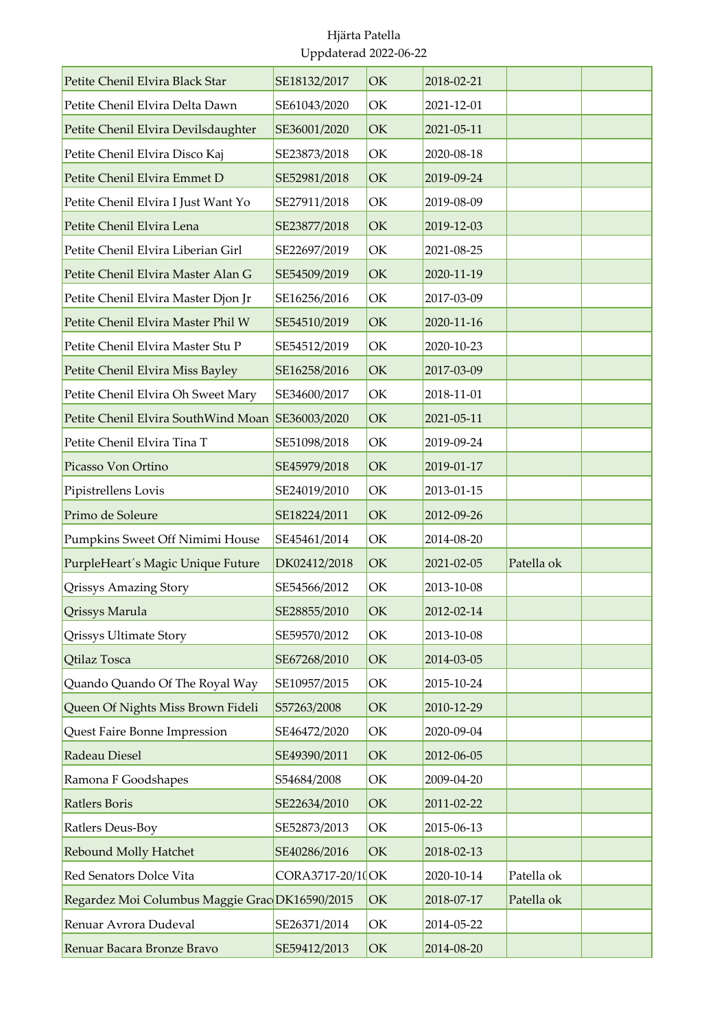Hjärta Patella
Uppdaterad 2022-06-22

| | | | | | |
|---|---|---|---|---|---|
| Petite Chenil Elvira Black Star | SE18132/2017 | OK | 2018-02-21 | | |
| Petite Chenil Elvira Delta Dawn | SE61043/2020 | OK | 2021-12-01 | | |
| Petite Chenil Elvira Devilsdaughter | SE36001/2020 | OK | 2021-05-11 | | |
| Petite Chenil Elvira Disco Kaj | SE23873/2018 | OK | 2020-08-18 | | |
| Petite Chenil Elvira Emmet D | SE52981/2018 | OK | 2019-09-24 | | |
| Petite Chenil Elvira I Just Want Yo | SE27911/2018 | OK | 2019-08-09 | | |
| Petite Chenil Elvira Lena | SE23877/2018 | OK | 2019-12-03 | | |
| Petite Chenil Elvira Liberian Girl | SE22697/2019 | OK | 2021-08-25 | | |
| Petite Chenil Elvira Master Alan G | SE54509/2019 | OK | 2020-11-19 | | |
| Petite Chenil Elvira Master Djon Jr | SE16256/2016 | OK | 2017-03-09 | | |
| Petite Chenil Elvira Master Phil W | SE54510/2019 | OK | 2020-11-16 | | |
| Petite Chenil Elvira Master Stu P | SE54512/2019 | OK | 2020-10-23 | | |
| Petite Chenil Elvira Miss Bayley | SE16258/2016 | OK | 2017-03-09 | | |
| Petite Chenil Elvira Oh Sweet Mary | SE34600/2017 | OK | 2018-11-01 | | |
| Petite Chenil Elvira SouthWind Moan | SE36003/2020 | OK | 2021-05-11 | | |
| Petite Chenil Elvira Tina T | SE51098/2018 | OK | 2019-09-24 | | |
| Picasso Von Ortino | SE45979/2018 | OK | 2019-01-17 | | |
| Pipistrellens Lovis | SE24019/2010 | OK | 2013-01-15 | | |
| Primo de Soleure | SE18224/2011 | OK | 2012-09-26 | | |
| Pumpkins Sweet Off Nimimi House | SE45461/2014 | OK | 2014-08-20 | | |
| PurpleHeart´s Magic Unique Future | DK02412/2018 | OK | 2021-02-05 | Patella ok | |
| Qrissys Amazing Story | SE54566/2012 | OK | 2013-10-08 | | |
| Qrissys Marula | SE28855/2010 | OK | 2012-02-14 | | |
| Qrissys Ultimate Story | SE59570/2012 | OK | 2013-10-08 | | |
| Qtilaz Tosca | SE67268/2010 | OK | 2014-03-05 | | |
| Quando Quando Of The Royal Way | SE10957/2015 | OK | 2015-10-24 | | |
| Queen Of Nights Miss Brown Fideli | S57263/2008 | OK | 2010-12-29 | | |
| Quest Faire Bonne Impression | SE46472/2020 | OK | 2020-09-04 | | |
| Radeau Diesel | SE49390/2011 | OK | 2012-06-05 | | |
| Ramona F Goodshapes | S54684/2008 | OK | 2009-04-20 | | |
| Ratlers Boris | SE22634/2010 | OK | 2011-02-22 | | |
| Ratlers Deus-Boy | SE52873/2013 | OK | 2015-06-13 | | |
| Rebound Molly Hatchet | SE40286/2016 | OK | 2018-02-13 | | |
| Red Senators Dolce Vita | CORA3717-20/1( | OK | 2020-10-14 | Patella ok | |
| Regardez Moi Columbus Maggie Grac | DK16590/2015 | OK | 2018-07-17 | Patella ok | |
| Renuar Avrora Dudeval | SE26371/2014 | OK | 2014-05-22 | | |
| Renuar Bacara Bronze Bravo | SE59412/2013 | OK | 2014-08-20 | | |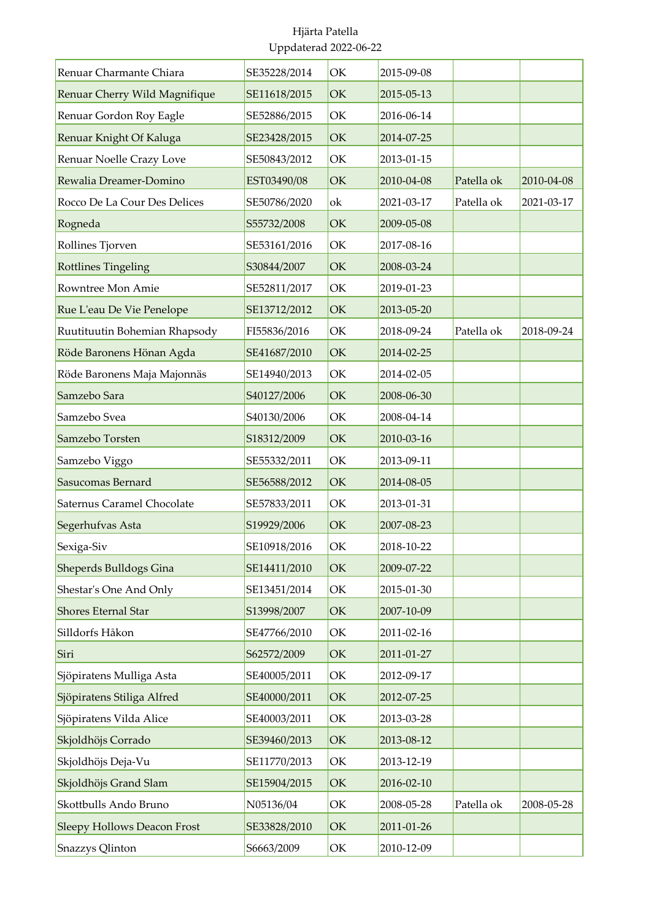Hjärta Patella
Uppdaterad 2022-06-22

| | | | | | |
|---|---|---|---|---|---|
| Renuar Charmante Chiara | SE35228/2014 | OK | 2015-09-08 | | |
| Renuar Cherry Wild Magnifique | SE11618/2015 | OK | 2015-05-13 | | |
| Renuar Gordon Roy Eagle | SE52886/2015 | OK | 2016-06-14 | | |
| Renuar Knight Of Kaluga | SE23428/2015 | OK | 2014-07-25 | | |
| Renuar Noelle Crazy Love | SE50843/2012 | OK | 2013-01-15 | | |
| Rewalia Dreamer-Domino | EST03490/08 | OK | 2010-04-08 | Patella ok | 2010-04-08 |
| Rocco De La Cour Des Delices | SE50786/2020 | ok | 2021-03-17 | Patella ok | 2021-03-17 |
| Rogneda | S55732/2008 | OK | 2009-05-08 | | |
| Rollines Tjorven | SE53161/2016 | OK | 2017-08-16 | | |
| Rottlines Tingeling | S30844/2007 | OK | 2008-03-24 | | |
| Rowntree Mon Amie | SE52811/2017 | OK | 2019-01-23 | | |
| Rue L'eau De Vie Penelope | SE13712/2012 | OK | 2013-05-20 | | |
| Ruutituutin Bohemian Rhapsody | FI55836/2016 | OK | 2018-09-24 | Patella ok | 2018-09-24 |
| Röde Baronens Hönan Agda | SE41687/2010 | OK | 2014-02-25 | | |
| Röde Baronens Maja Majonnäs | SE14940/2013 | OK | 2014-02-05 | | |
| Samzebo Sara | S40127/2006 | OK | 2008-06-30 | | |
| Samzebo Svea | S40130/2006 | OK | 2008-04-14 | | |
| Samzebo Torsten | S18312/2009 | OK | 2010-03-16 | | |
| Samzebo Viggo | SE55332/2011 | OK | 2013-09-11 | | |
| Sasucomas Bernard | SE56588/2012 | OK | 2014-08-05 | | |
| Saternus Caramel Chocolate | SE57833/2011 | OK | 2013-01-31 | | |
| Segerhufvas Asta | S19929/2006 | OK | 2007-08-23 | | |
| Sexiga-Siv | SE10918/2016 | OK | 2018-10-22 | | |
| Sheperds Bulldogs Gina | SE14411/2010 | OK | 2009-07-22 | | |
| Shestar's One And Only | SE13451/2014 | OK | 2015-01-30 | | |
| Shores Eternal Star | S13998/2007 | OK | 2007-10-09 | | |
| Silldorfs Håkon | SE47766/2010 | OK | 2011-02-16 | | |
| Siri | S62572/2009 | OK | 2011-01-27 | | |
| Sjöpiratens Mulliga Asta | SE40005/2011 | OK | 2012-09-17 | | |
| Sjöpiratens Stiliga Alfred | SE40000/2011 | OK | 2012-07-25 | | |
| Sjöpiratens Vilda Alice | SE40003/2011 | OK | 2013-03-28 | | |
| Skjoldhöjs Corrado | SE39460/2013 | OK | 2013-08-12 | | |
| Skjoldhöjs Deja-Vu | SE11770/2013 | OK | 2013-12-19 | | |
| Skjoldhöjs Grand Slam | SE15904/2015 | OK | 2016-02-10 | | |
| Skottbulls Ando Bruno | N05136/04 | OK | 2008-05-28 | Patella ok | 2008-05-28 |
| Sleepy Hollows Deacon Frost | SE33828/2010 | OK | 2011-01-26 | | |
| Snazzys Qlinton | S6663/2009 | OK | 2010-12-09 | | |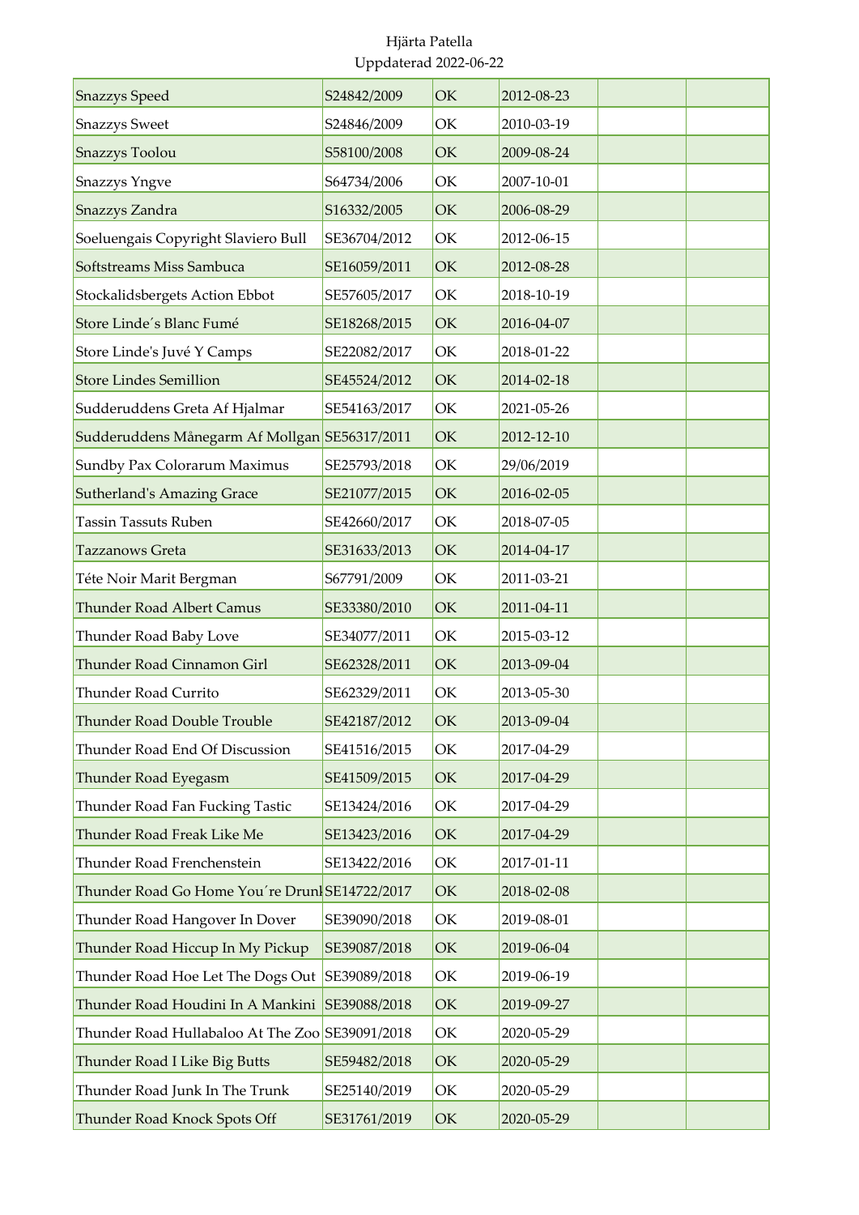| Snazzys Speed | S24842/2009 | OK | 2012-08-23 | | |
|---|---|---|---|---|---|
| Snazzys Sweet | S24846/2009 | OK | 2010-03-19 | | |
| Snazzys Toolou | S58100/2008 | OK | 2009-08-24 | | |
| Snazzys Yngve | S64734/2006 | OK | 2007-10-01 | | |
| Snazzys Zandra | S16332/2005 | OK | 2006-08-29 | | |
| Soeluengais Copyright Slaviero Bull | SE36704/2012 | OK | 2012-06-15 | | |
| Softstreams Miss Sambuca | SE16059/2011 | OK | 2012-08-28 | | |
| Stockalidsbergets Action Ebbot | SE57605/2017 | OK | 2018-10-19 | | |
| Store Linde´s Blanc Fumé | SE18268/2015 | OK | 2016-04-07 | | |
| Store Linde's Juvé Y Camps | SE22082/2017 | OK | 2018-01-22 | | |
| Store Lindes Semillion | SE45524/2012 | OK | 2014-02-18 | | |
| Sudderuddens Greta Af Hjalmar | SE54163/2017 | OK | 2021-05-26 | | |
| Sudderuddens Månegarm Af Mollgan | SE56317/2011 | OK | 2012-12-10 | | |
| Sundby Pax Colorarum Maximus | SE25793/2018 | OK | 29/06/2019 | | |
| Sutherland's Amazing Grace | SE21077/2015 | OK | 2016-02-05 | | |
| Tassin Tassuts Ruben | SE42660/2017 | OK | 2018-07-05 | | |
| Tazzanows Greta | SE31633/2013 | OK | 2014-04-17 | | |
| Téte Noir Marit Bergman | S67791/2009 | OK | 2011-03-21 | | |
| Thunder Road Albert Camus | SE33380/2010 | OK | 2011-04-11 | | |
| Thunder Road Baby Love | SE34077/2011 | OK | 2015-03-12 | | |
| Thunder Road Cinnamon Girl | SE62328/2011 | OK | 2013-09-04 | | |
| Thunder Road Currito | SE62329/2011 | OK | 2013-05-30 | | |
| Thunder Road Double Trouble | SE42187/2012 | OK | 2013-09-04 | | |
| Thunder Road End Of Discussion | SE41516/2015 | OK | 2017-04-29 | | |
| Thunder Road Eyegasm | SE41509/2015 | OK | 2017-04-29 | | |
| Thunder Road Fan Fucking Tastic | SE13424/2016 | OK | 2017-04-29 | | |
| Thunder Road Freak Like Me | SE13423/2016 | OK | 2017-04-29 | | |
| Thunder Road Frenchenstein | SE13422/2016 | OK | 2017-01-11 | | |
| Thunder Road Go Home You´re Drunk | SE14722/2017 | OK | 2018-02-08 | | |
| Thunder Road Hangover In Dover | SE39090/2018 | OK | 2019-08-01 | | |
| Thunder Road Hiccup In My Pickup | SE39087/2018 | OK | 2019-06-04 | | |
| Thunder Road Hoe Let The Dogs Out | SE39089/2018 | OK | 2019-06-19 | | |
| Thunder Road Houdini In A Mankini | SE39088/2018 | OK | 2019-09-27 | | |
| Thunder Road Hullabaloo At The Zoo | SE39091/2018 | OK | 2020-05-29 | | |
| Thunder Road I Like Big Butts | SE59482/2018 | OK | 2020-05-29 | | |
| Thunder Road Junk In The Trunk | SE25140/2019 | OK | 2020-05-29 | | |
| Thunder Road Knock Spots Off | SE31761/2019 | OK | 2020-05-29 | | |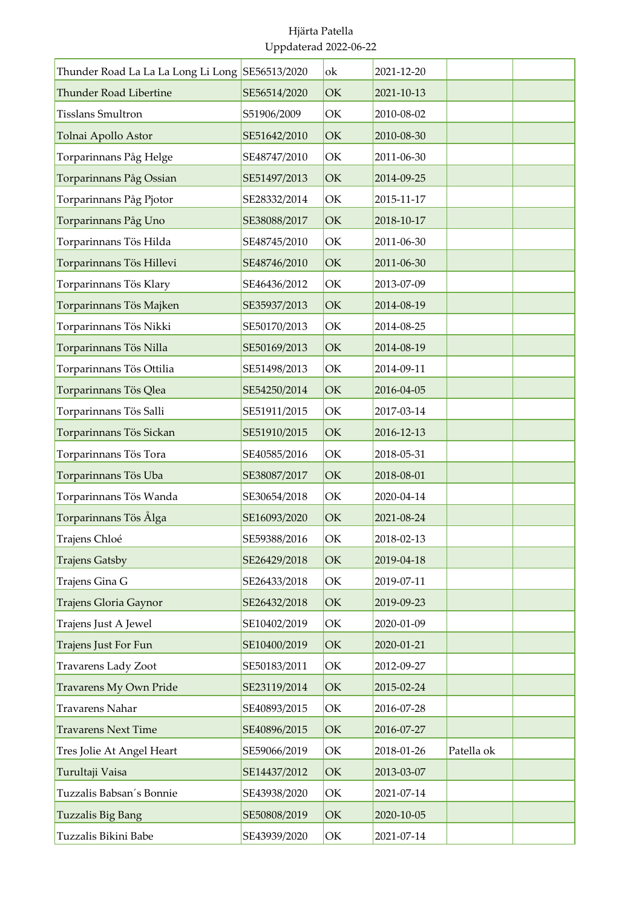Hjärta Patella
Uppdaterad 2022-06-22

| | | | | | |
|---|---|---|---|---|---|
| Thunder Road La La La Long Li Long | SE56513/2020 | ok | 2021-12-20 | | |
| Thunder Road Libertine | SE56514/2020 | OK | 2021-10-13 | | |
| Tisslans Smultron | S51906/2009 | OK | 2010-08-02 | | |
| Tolnai Apollo Astor | SE51642/2010 | OK | 2010-08-30 | | |
| Torparinnans Påg Helge | SE48747/2010 | OK | 2011-06-30 | | |
| Torparinnans Påg Ossian | SE51497/2013 | OK | 2014-09-25 | | |
| Torparinnans Påg Pjotor | SE28332/2014 | OK | 2015-11-17 | | |
| Torparinnans Påg Uno | SE38088/2017 | OK | 2018-10-17 | | |
| Torparinnans Tös Hilda | SE48745/2010 | OK | 2011-06-30 | | |
| Torparinnans Tös Hillevi | SE48746/2010 | OK | 2011-06-30 | | |
| Torparinnans Tös Klary | SE46436/2012 | OK | 2013-07-09 | | |
| Torparinnans Tös Majken | SE35937/2013 | OK | 2014-08-19 | | |
| Torparinnans Tös Nikki | SE50170/2013 | OK | 2014-08-25 | | |
| Torparinnans Tös Nilla | SE50169/2013 | OK | 2014-08-19 | | |
| Torparinnans Tös Ottilia | SE51498/2013 | OK | 2014-09-11 | | |
| Torparinnans Tös Qlea | SE54250/2014 | OK | 2016-04-05 | | |
| Torparinnans Tös Salli | SE51911/2015 | OK | 2017-03-14 | | |
| Torparinnans Tös Sickan | SE51910/2015 | OK | 2016-12-13 | | |
| Torparinnans Tös Tora | SE40585/2016 | OK | 2018-05-31 | | |
| Torparinnans Tös Uba | SE38087/2017 | OK | 2018-08-01 | | |
| Torparinnans Tös Wanda | SE30654/2018 | OK | 2020-04-14 | | |
| Torparinnans Tös Ålga | SE16093/2020 | OK | 2021-08-24 | | |
| Trajens Chloé | SE59388/2016 | OK | 2018-02-13 | | |
| Trajens Gatsby | SE26429/2018 | OK | 2019-04-18 | | |
| Trajens Gina G | SE26433/2018 | OK | 2019-07-11 | | |
| Trajens Gloria Gaynor | SE26432/2018 | OK | 2019-09-23 | | |
| Trajens Just A Jewel | SE10402/2019 | OK | 2020-01-09 | | |
| Trajens Just For Fun | SE10400/2019 | OK | 2020-01-21 | | |
| Travarens Lady Zoot | SE50183/2011 | OK | 2012-09-27 | | |
| Travarens My Own Pride | SE23119/2014 | OK | 2015-02-24 | | |
| Travarens Nahar | SE40893/2015 | OK | 2016-07-28 | | |
| Travarens Next Time | SE40896/2015 | OK | 2016-07-27 | | |
| Tres Jolie At Angel Heart | SE59066/2019 | OK | 2018-01-26 | Patella ok | |
| Turultaji Vaisa | SE14437/2012 | OK | 2013-03-07 | | |
| Tuzzalis Babsan´s Bonnie | SE43938/2020 | OK | 2021-07-14 | | |
| Tuzzalis Big Bang | SE50808/2019 | OK | 2020-10-05 | | |
| Tuzzalis Bikini Babe | SE43939/2020 | OK | 2021-07-14 | | |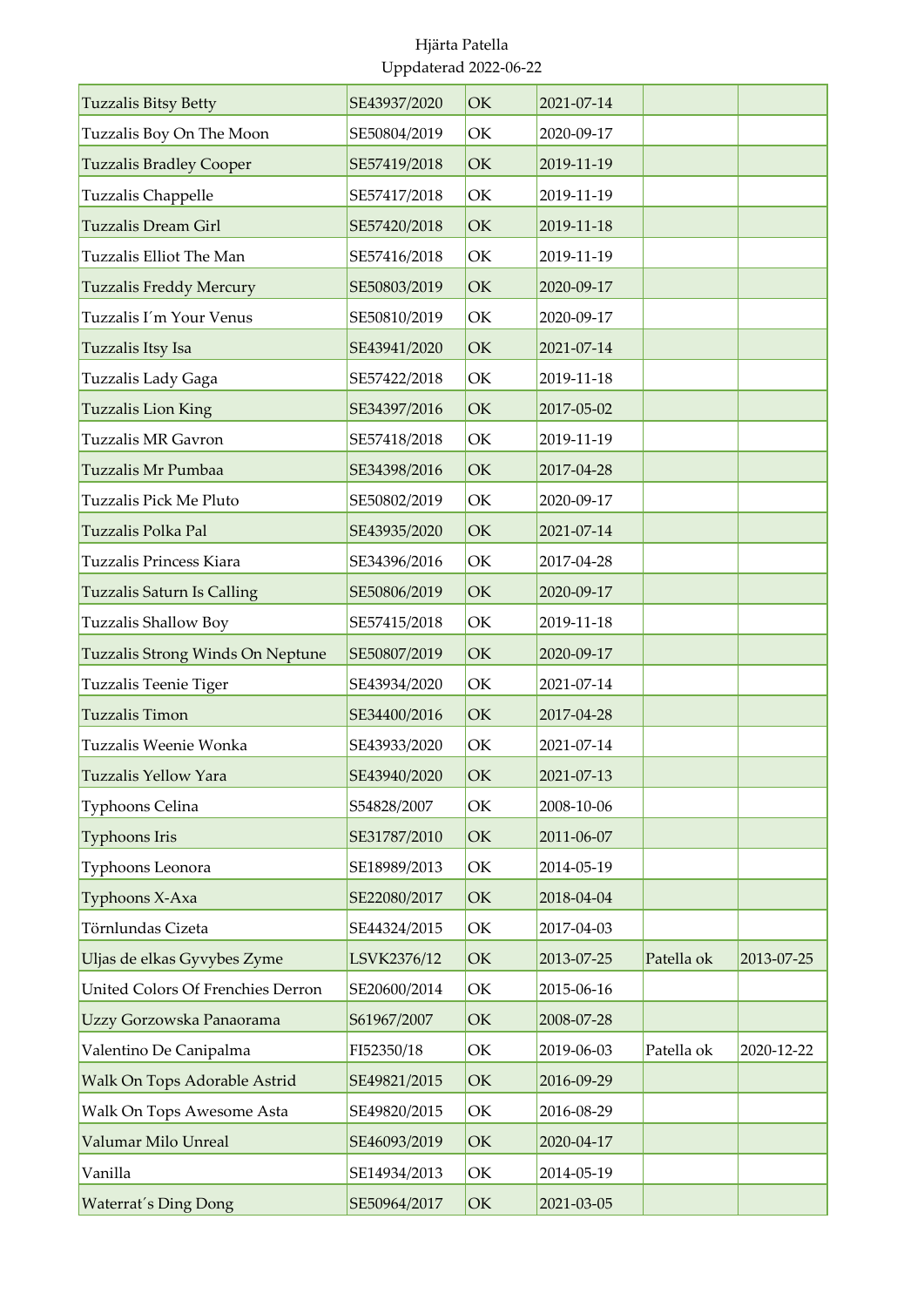Hjärta Patella
Uppdaterad 2022-06-22

| | | | | | |
|---|---|---|---|---|---|
| Tuzzalis Bitsy Betty | SE43937/2020 | OK | 2021-07-14 | | |
| Tuzzalis Boy On The Moon | SE50804/2019 | OK | 2020-09-17 | | |
| Tuzzalis Bradley Cooper | SE57419/2018 | OK | 2019-11-19 | | |
| Tuzzalis Chappelle | SE57417/2018 | OK | 2019-11-19 | | |
| Tuzzalis Dream Girl | SE57420/2018 | OK | 2019-11-18 | | |
| Tuzzalis Elliot The Man | SE57416/2018 | OK | 2019-11-19 | | |
| Tuzzalis Freddy Mercury | SE50803/2019 | OK | 2020-09-17 | | |
| Tuzzalis I´m Your Venus | SE50810/2019 | OK | 2020-09-17 | | |
| Tuzzalis Itsy Isa | SE43941/2020 | OK | 2021-07-14 | | |
| Tuzzalis Lady Gaga | SE57422/2018 | OK | 2019-11-18 | | |
| Tuzzalis Lion King | SE34397/2016 | OK | 2017-05-02 | | |
| Tuzzalis MR Gavron | SE57418/2018 | OK | 2019-11-19 | | |
| Tuzzalis Mr Pumbaa | SE34398/2016 | OK | 2017-04-28 | | |
| Tuzzalis Pick Me Pluto | SE50802/2019 | OK | 2020-09-17 | | |
| Tuzzalis Polka Pal | SE43935/2020 | OK | 2021-07-14 | | |
| Tuzzalis Princess Kiara | SE34396/2016 | OK | 2017-04-28 | | |
| Tuzzalis Saturn Is Calling | SE50806/2019 | OK | 2020-09-17 | | |
| Tuzzalis Shallow Boy | SE57415/2018 | OK | 2019-11-18 | | |
| Tuzzalis Strong Winds On Neptune | SE50807/2019 | OK | 2020-09-17 | | |
| Tuzzalis Teenie Tiger | SE43934/2020 | OK | 2021-07-14 | | |
| Tuzzalis Timon | SE34400/2016 | OK | 2017-04-28 | | |
| Tuzzalis Weenie Wonka | SE43933/2020 | OK | 2021-07-14 | | |
| Tuzzalis Yellow Yara | SE43940/2020 | OK | 2021-07-13 | | |
| Typhoons Celina | S54828/2007 | OK | 2008-10-06 | | |
| Typhoons Iris | SE31787/2010 | OK | 2011-06-07 | | |
| Typhoons Leonora | SE18989/2013 | OK | 2014-05-19 | | |
| Typhoons X-Axa | SE22080/2017 | OK | 2018-04-04 | | |
| Törnlundas Cizeta | SE44324/2015 | OK | 2017-04-03 | | |
| Uljas de elkas Gyvybes Zyme | LSVK2376/12 | OK | 2013-07-25 | Patella ok | 2013-07-25 |
| United Colors Of Frenchies Derron | SE20600/2014 | OK | 2015-06-16 | | |
| Uzzy Gorzowska Panaorama | S61967/2007 | OK | 2008-07-28 | | |
| Valentino De Canipalma | FI52350/18 | OK | 2019-06-03 | Patella ok | 2020-12-22 |
| Walk On Tops Adorable Astrid | SE49821/2015 | OK | 2016-09-29 | | |
| Walk On Tops Awesome Asta | SE49820/2015 | OK | 2016-08-29 | | |
| Valumar Milo Unreal | SE46093/2019 | OK | 2020-04-17 | | |
| Vanilla | SE14934/2013 | OK | 2014-05-19 | | |
| Waterrat´s Ding Dong | SE50964/2017 | OK | 2021-03-05 | | |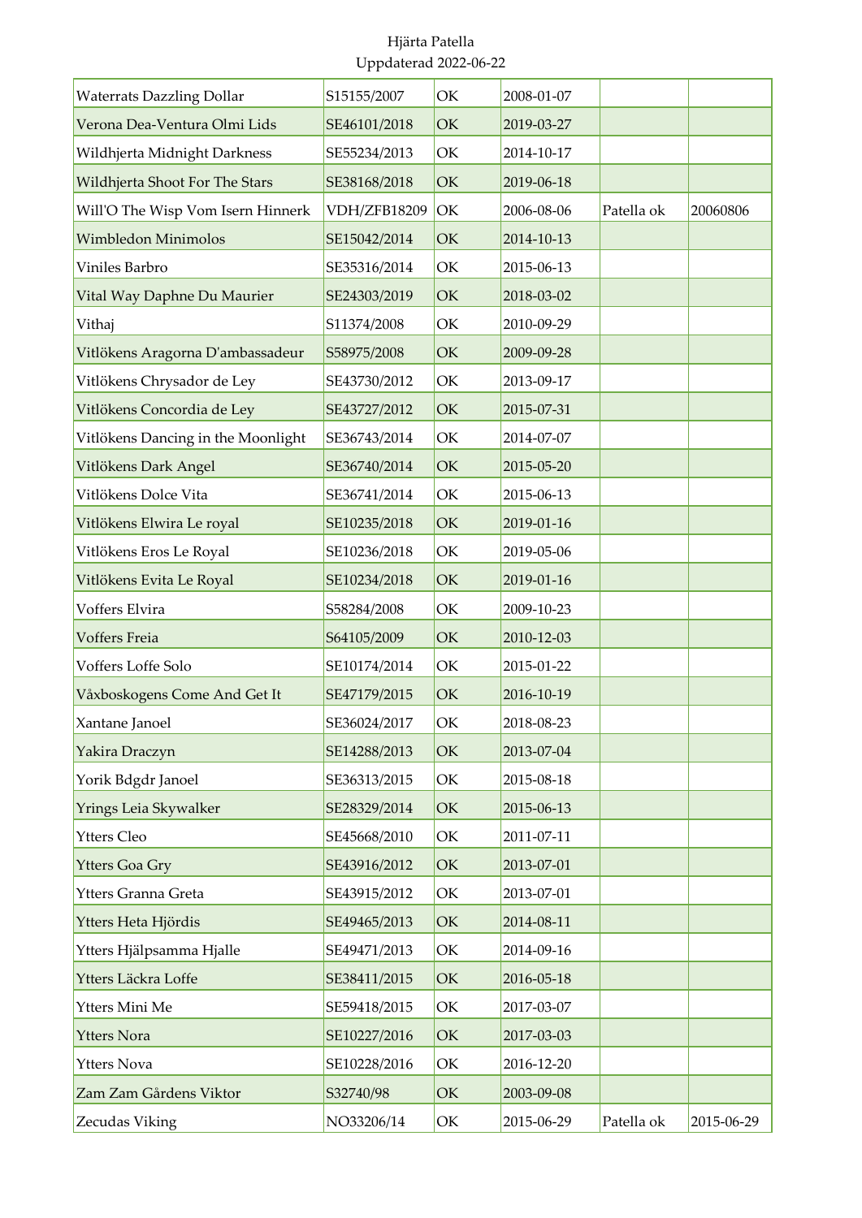Hjärta Patella
Uppdaterad 2022-06-22

| | | | | | |
|---|---|---|---|---|---|
| Waterrats Dazzling Dollar | S15155/2007 | OK | 2008-01-07 | | |
| Verona Dea-Ventura Olmi Lids | SE46101/2018 | OK | 2019-03-27 | | |
| Wildhjerta Midnight Darkness | SE55234/2013 | OK | 2014-10-17 | | |
| Wildhjerta Shoot For The Stars | SE38168/2018 | OK | 2019-06-18 | | |
| Will'O The Wisp Vom Isern Hinnerk | VDH/ZFB18209 | OK | 2006-08-06 | Patella ok | 20060806 |
| Wimbledon Minimolos | SE15042/2014 | OK | 2014-10-13 | | |
| Viniles Barbro | SE35316/2014 | OK | 2015-06-13 | | |
| Vital Way Daphne Du Maurier | SE24303/2019 | OK | 2018-03-02 | | |
| Vithaj | S11374/2008 | OK | 2010-09-29 | | |
| Vitlökens Aragorna D'ambassadeur | S58975/2008 | OK | 2009-09-28 | | |
| Vitlökens Chrysador de Ley | SE43730/2012 | OK | 2013-09-17 | | |
| Vitlökens Concordia de Ley | SE43727/2012 | OK | 2015-07-31 | | |
| Vitlökens Dancing in the Moonlight | SE36743/2014 | OK | 2014-07-07 | | |
| Vitlökens Dark Angel | SE36740/2014 | OK | 2015-05-20 | | |
| Vitlökens Dolce Vita | SE36741/2014 | OK | 2015-06-13 | | |
| Vitlökens Elwira Le royal | SE10235/2018 | OK | 2019-01-16 | | |
| Vitlökens Eros Le Royal | SE10236/2018 | OK | 2019-05-06 | | |
| Vitlökens Evita Le Royal | SE10234/2018 | OK | 2019-01-16 | | |
| Voffers Elvira | S58284/2008 | OK | 2009-10-23 | | |
| Voffers Freia | S64105/2009 | OK | 2010-12-03 | | |
| Voffers Loffe Solo | SE10174/2014 | OK | 2015-01-22 | | |
| Våxboskogens Come And Get It | SE47179/2015 | OK | 2016-10-19 | | |
| Xantane Janoel | SE36024/2017 | OK | 2018-08-23 | | |
| Yakira Draczyn | SE14288/2013 | OK | 2013-07-04 | | |
| Yorik Bdgdr Janoel | SE36313/2015 | OK | 2015-08-18 | | |
| Yrings Leia Skywalker | SE28329/2014 | OK | 2015-06-13 | | |
| Ytters Cleo | SE45668/2010 | OK | 2011-07-11 | | |
| Ytters Goa Gry | SE43916/2012 | OK | 2013-07-01 | | |
| Ytters Granna Greta | SE43915/2012 | OK | 2013-07-01 | | |
| Ytters Heta Hjördis | SE49465/2013 | OK | 2014-08-11 | | |
| Ytters Hjälpsamma Hjalle | SE49471/2013 | OK | 2014-09-16 | | |
| Ytters Läckra Loffe | SE38411/2015 | OK | 2016-05-18 | | |
| Ytters Mini Me | SE59418/2015 | OK | 2017-03-07 | | |
| Ytters Nora | SE10227/2016 | OK | 2017-03-03 | | |
| Ytters Nova | SE10228/2016 | OK | 2016-12-20 | | |
| Zam Zam Gårdens Viktor | S32740/98 | OK | 2003-09-08 | | |
| Zecudas Viking | NO33206/14 | OK | 2015-06-29 | Patella ok | 2015-06-29 |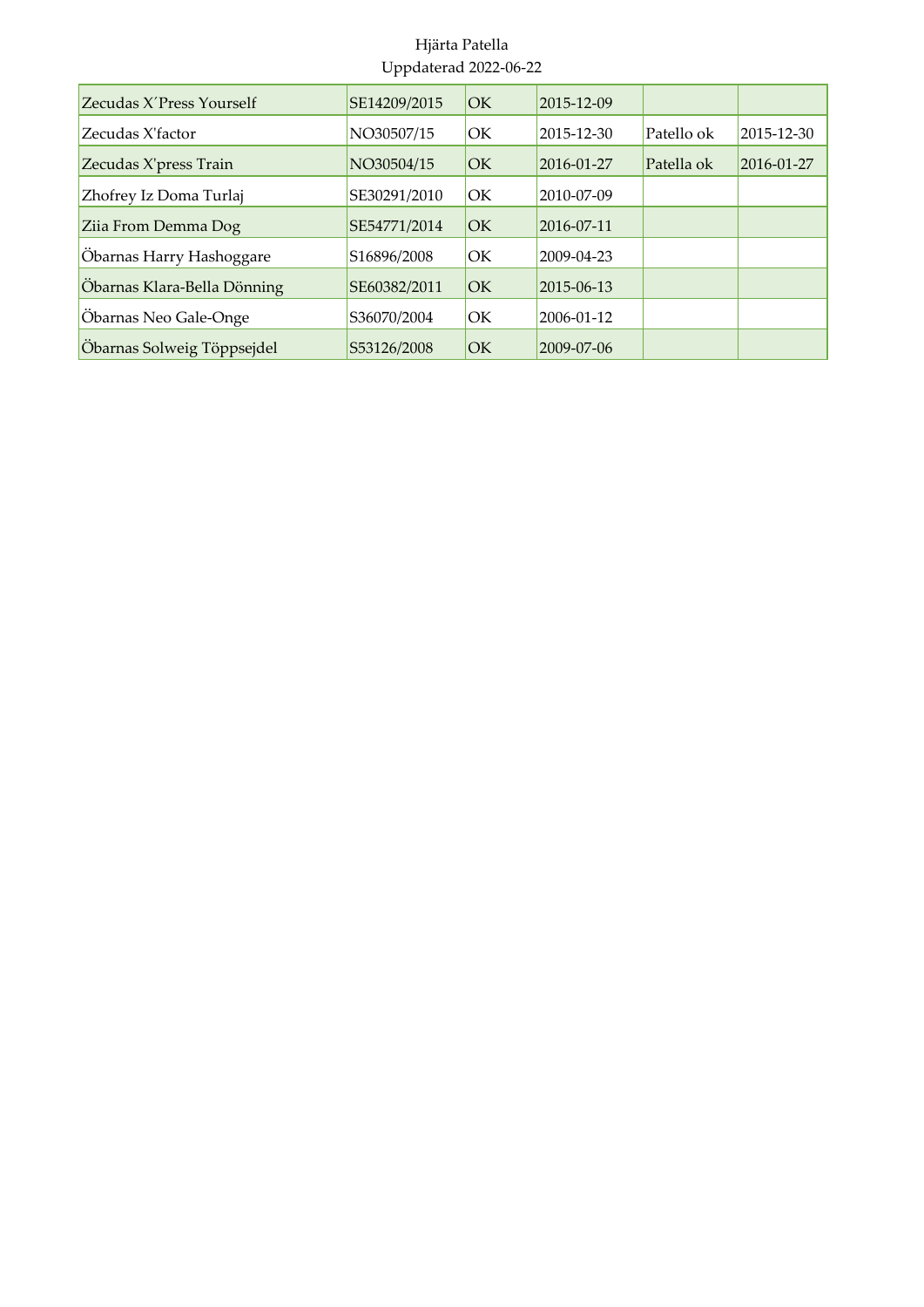Hjärta Patella
Uppdaterad 2022-06-22

| | | | | | |
|---|---|---|---|---|---|
| Zecudas X´Press Yourself | SE14209/2015 | OK | 2015-12-09 | | |
| Zecudas X'factor | NO30507/15 | OK | 2015-12-30 | Patello ok | 2015-12-30 |
| Zecudas X'press Train | NO30504/15 | OK | 2016-01-27 | Patella ok | 2016-01-27 |
| Zhofrey Iz Doma Turlaj | SE30291/2010 | OK | 2010-07-09 | | |
| Ziia From Demma Dog | SE54771/2014 | OK | 2016-07-11 | | |
| Öbarnas Harry Hashoggare | S16896/2008 | OK | 2009-04-23 | | |
| Öbarnas Klara-Bella Dönning | SE60382/2011 | OK | 2015-06-13 | | |
| Öbarnas Neo Gale-Onge | S36070/2004 | OK | 2006-01-12 | | |
| Öbarnas Solweig Töppsejdel | S53126/2008 | OK | 2009-07-06 | | |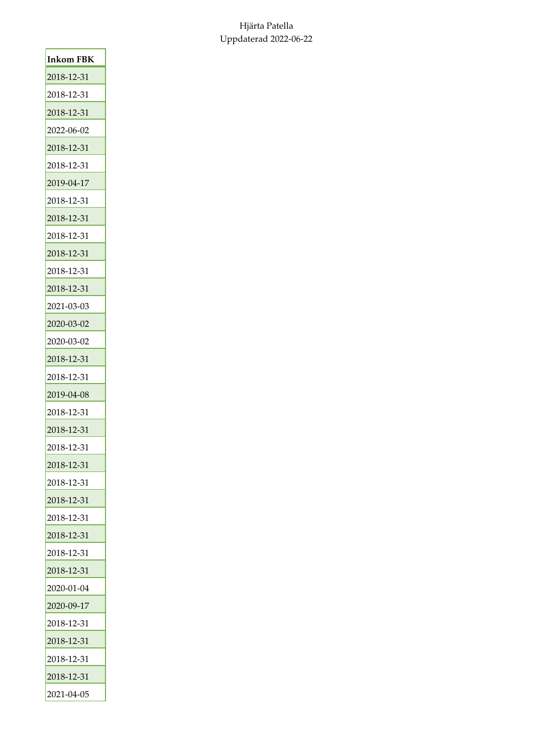Hjärta Patella
Uppdaterad 2022-06-22

| Inkom FBK |
|---|
| 2018-12-31 |
| 2018-12-31 |
| 2018-12-31 |
| 2022-06-02 |
| 2018-12-31 |
| 2018-12-31 |
| 2019-04-17 |
| 2018-12-31 |
| 2018-12-31 |
| 2018-12-31 |
| 2018-12-31 |
| 2018-12-31 |
| 2018-12-31 |
| 2021-03-03 |
| 2020-03-02 |
| 2020-03-02 |
| 2018-12-31 |
| 2018-12-31 |
| 2019-04-08 |
| 2018-12-31 |
| 2018-12-31 |
| 2018-12-31 |
| 2018-12-31 |
| 2018-12-31 |
| 2018-12-31 |
| 2018-12-31 |
| 2018-12-31 |
| 2018-12-31 |
| 2018-12-31 |
| 2020-01-04 |
| 2020-09-17 |
| 2018-12-31 |
| 2018-12-31 |
| 2018-12-31 |
| 2018-12-31 |
| 2021-04-05 |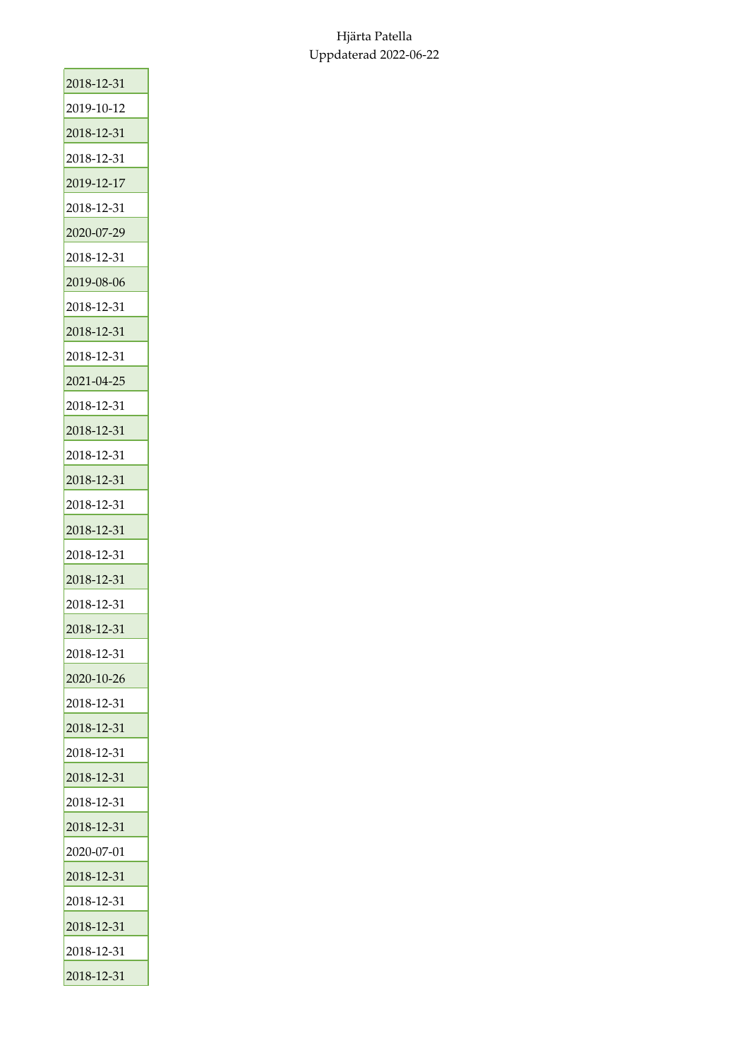| |
|---|
| 2018-12-31 |
| 2019-10-12 |
| 2018-12-31 |
| 2018-12-31 |
| 2019-12-17 |
| 2018-12-31 |
| 2020-07-29 |
| 2018-12-31 |
| 2019-08-06 |
| 2018-12-31 |
| 2018-12-31 |
| 2018-12-31 |
| 2021-04-25 |
| 2018-12-31 |
| 2018-12-31 |
| 2018-12-31 |
| 2018-12-31 |
| 2018-12-31 |
| 2018-12-31 |
| 2018-12-31 |
| 2018-12-31 |
| 2018-12-31 |
| 2018-12-31 |
| 2018-12-31 |
| 2020-10-26 |
| 2018-12-31 |
| 2018-12-31 |
| 2018-12-31 |
| 2018-12-31 |
| 2018-12-31 |
| 2018-12-31 |
| 2020-07-01 |
| 2018-12-31 |
| 2018-12-31 |
| 2018-12-31 |
| 2018-12-31 |
| 2018-12-31 |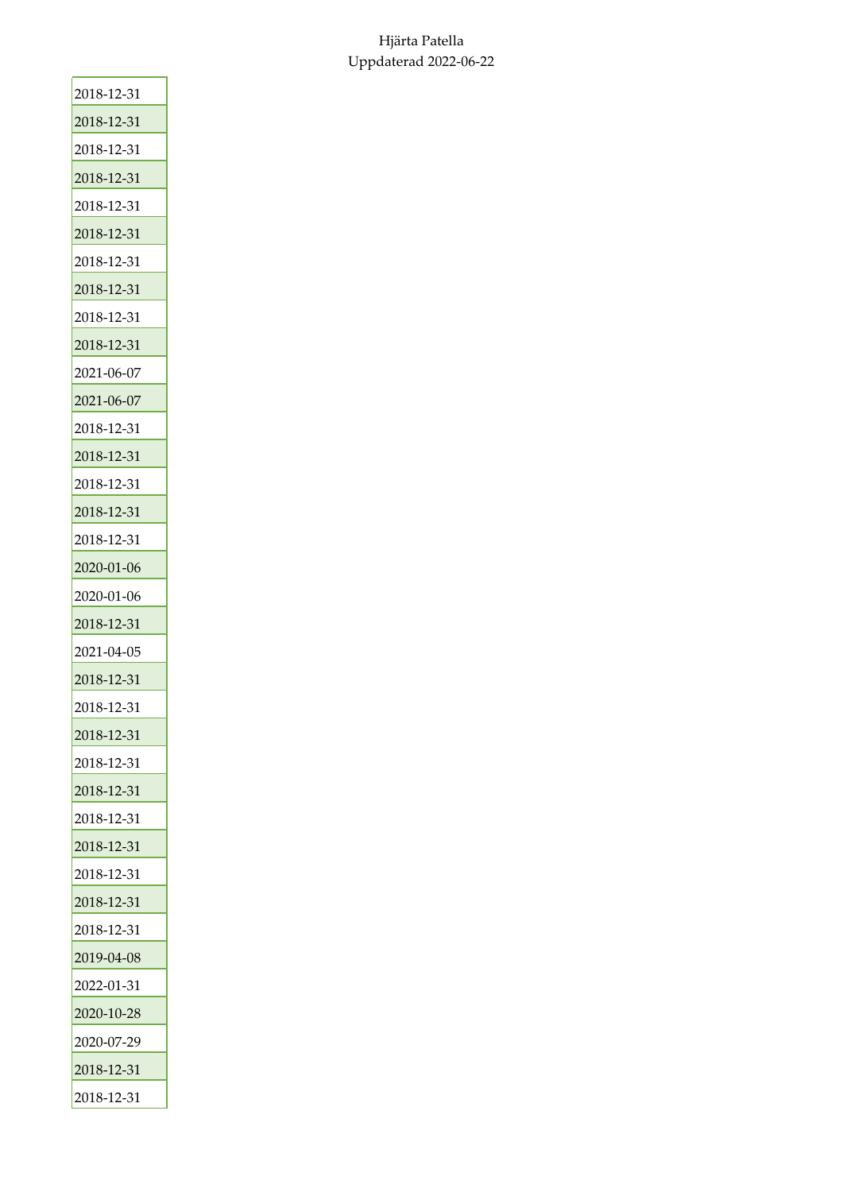Hjärta Patella
Uppdaterad 2022-06-22

| |
|---|
| 2018-12-31 |
| 2018-12-31 |
| 2018-12-31 |
| 2018-12-31 |
| 2018-12-31 |
| 2018-12-31 |
| 2018-12-31 |
| 2018-12-31 |
| 2018-12-31 |
| 2018-12-31 |
| 2021-06-07 |
| 2021-06-07 |
| 2018-12-31 |
| 2018-12-31 |
| 2018-12-31 |
| 2018-12-31 |
| 2018-12-31 |
| 2020-01-06 |
| 2020-01-06 |
| 2018-12-31 |
| 2021-04-05 |
| 2018-12-31 |
| 2018-12-31 |
| 2018-12-31 |
| 2018-12-31 |
| 2018-12-31 |
| 2018-12-31 |
| 2018-12-31 |
| 2018-12-31 |
| 2018-12-31 |
| 2018-12-31 |
| 2019-04-08 |
| 2022-01-31 |
| 2020-10-28 |
| 2020-07-29 |
| 2018-12-31 |
| 2018-12-31 |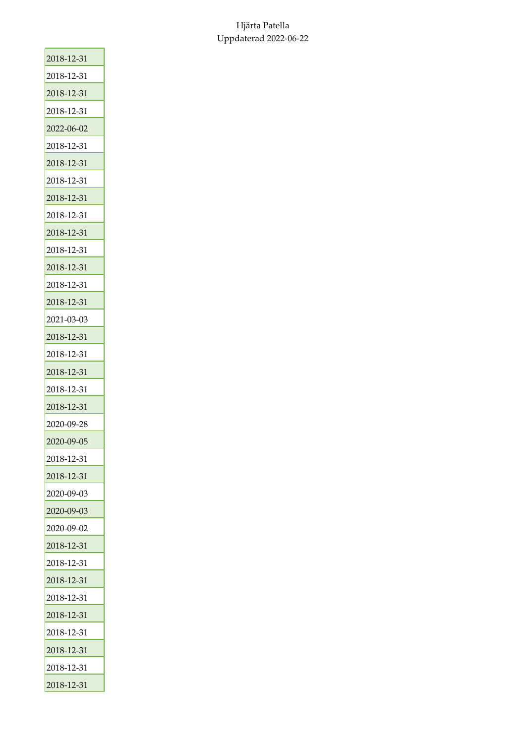| 2018-12-31 |
|---|
| 2018-12-31 |
| 2018-12-31 |
| 2018-12-31 |
| 2022-06-02 |
| 2018-12-31 |
| 2018-12-31 |
| 2018-12-31 |
| 2018-12-31 |
| 2018-12-31 |
| 2018-12-31 |
| 2018-12-31 |
| 2018-12-31 |
| 2018-12-31 |
| 2018-12-31 |
| 2021-03-03 |
| 2018-12-31 |
| 2018-12-31 |
| 2018-12-31 |
| 2018-12-31 |
| 2018-12-31 |
| 2020-09-28 |
| 2020-09-05 |
| 2018-12-31 |
| 2018-12-31 |
| 2020-09-03 |
| 2020-09-03 |
| 2020-09-02 |
| 2018-12-31 |
| 2018-12-31 |
| 2018-12-31 |
| 2018-12-31 |
| 2018-12-31 |
| 2018-12-31 |
| 2018-12-31 |
| 2018-12-31 |
| 2018-12-31 |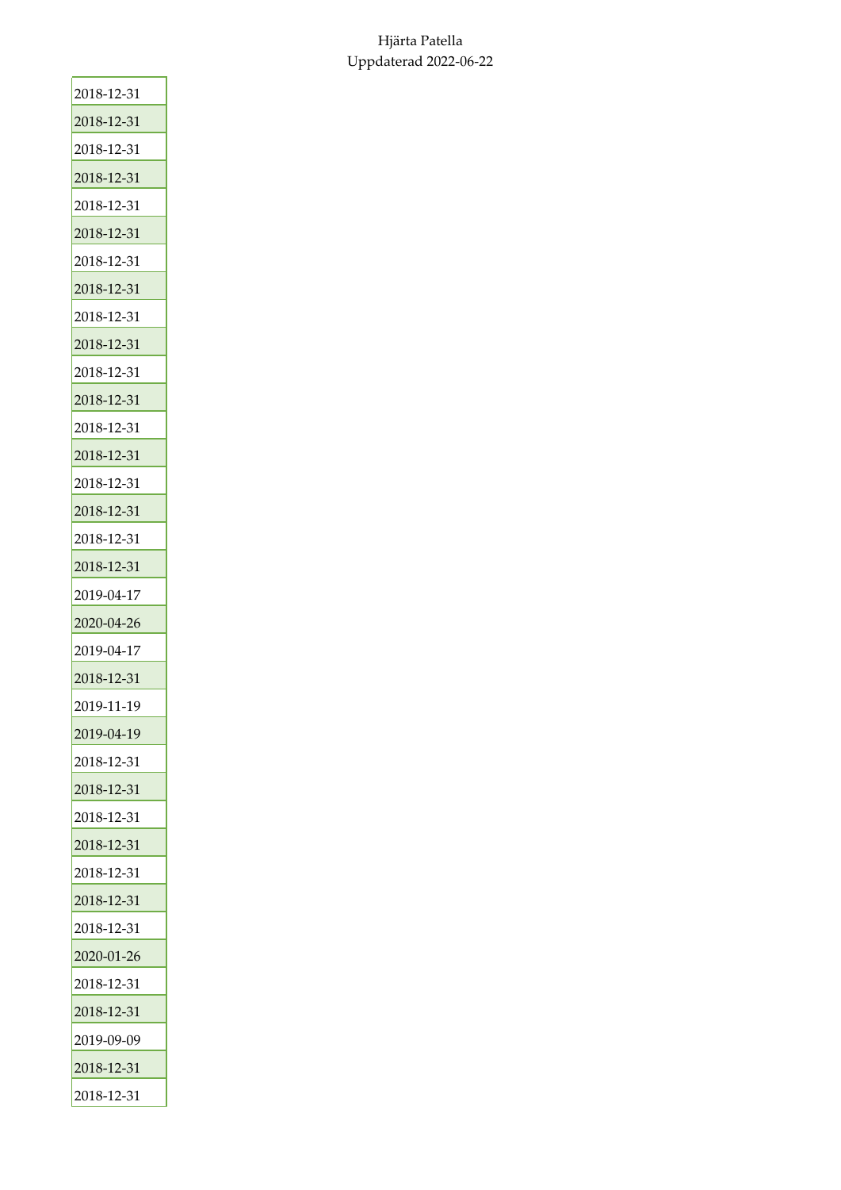| |
|---|
| 2018-12-31 |
| 2018-12-31 |
| 2018-12-31 |
| 2018-12-31 |
| 2018-12-31 |
| 2018-12-31 |
| 2018-12-31 |
| 2018-12-31 |
| 2018-12-31 |
| 2018-12-31 |
| 2018-12-31 |
| 2018-12-31 |
| 2018-12-31 |
| 2018-12-31 |
| 2018-12-31 |
| 2018-12-31 |
| 2018-12-31 |
| 2018-12-31 |
| 2019-04-17 |
| 2020-04-26 |
| 2019-04-17 |
| 2018-12-31 |
| 2019-11-19 |
| 2019-04-19 |
| 2018-12-31 |
| 2018-12-31 |
| 2018-12-31 |
| 2018-12-31 |
| 2018-12-31 |
| 2018-12-31 |
| 2018-12-31 |
| 2020-01-26 |
| 2018-12-31 |
| 2018-12-31 |
| 2019-09-09 |
| 2018-12-31 |
| 2018-12-31 |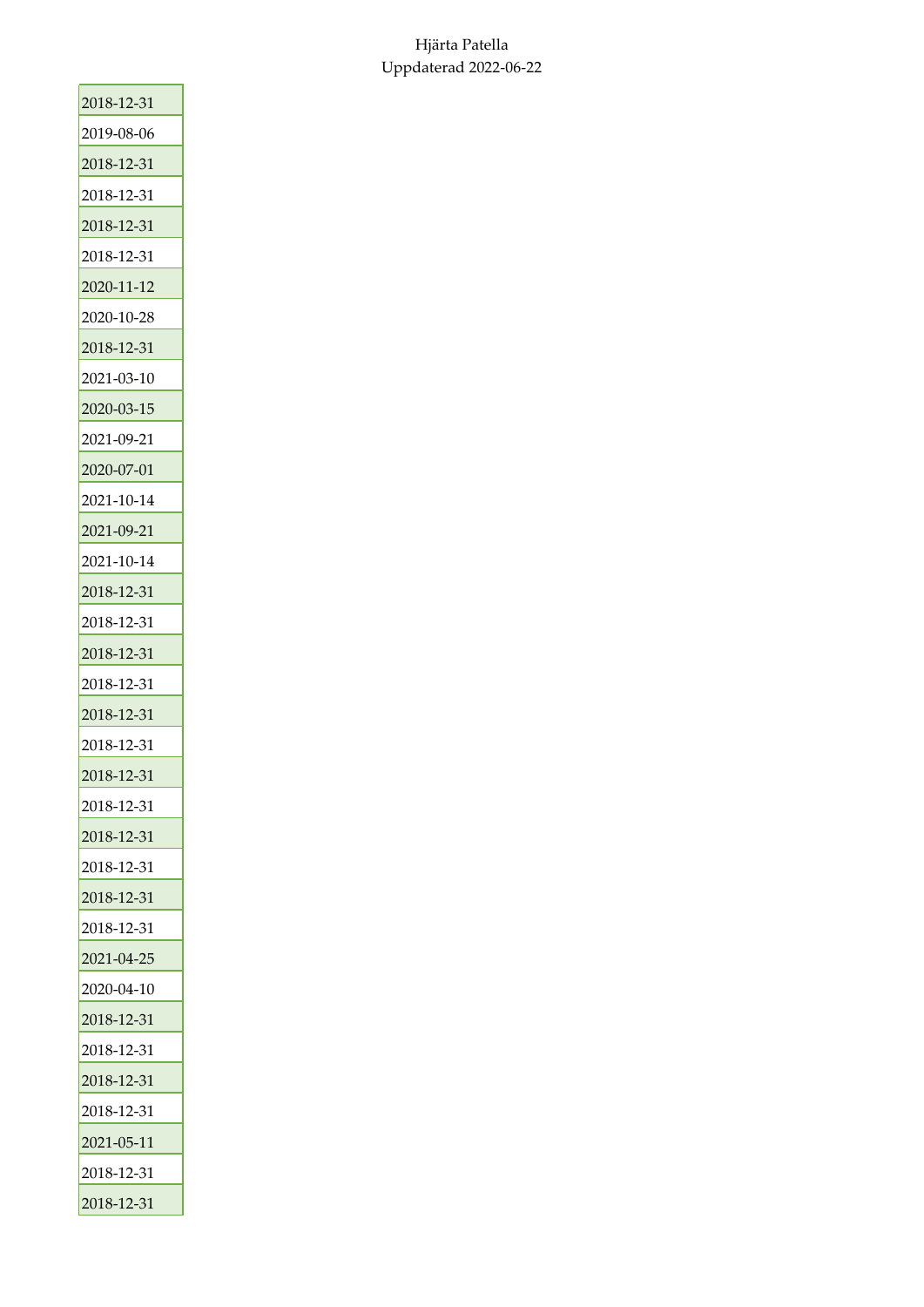Hjärta Patella
Uppdaterad 2022-06-22

| |
|---|
| 2018-12-31 |
| 2019-08-06 |
| 2018-12-31 |
| 2018-12-31 |
| 2018-12-31 |
| 2018-12-31 |
| 2020-11-12 |
| 2020-10-28 |
| 2018-12-31 |
| 2021-03-10 |
| 2020-03-15 |
| 2021-09-21 |
| 2020-07-01 |
| 2021-10-14 |
| 2021-09-21 |
| 2021-10-14 |
| 2018-12-31 |
| 2018-12-31 |
| 2018-12-31 |
| 2018-12-31 |
| 2018-12-31 |
| 2018-12-31 |
| 2018-12-31 |
| 2018-12-31 |
| 2018-12-31 |
| 2018-12-31 |
| 2018-12-31 |
| 2018-12-31 |
| 2021-04-25 |
| 2020-04-10 |
| 2018-12-31 |
| 2018-12-31 |
| 2018-12-31 |
| 2018-12-31 |
| 2021-05-11 |
| 2018-12-31 |
| 2018-12-31 |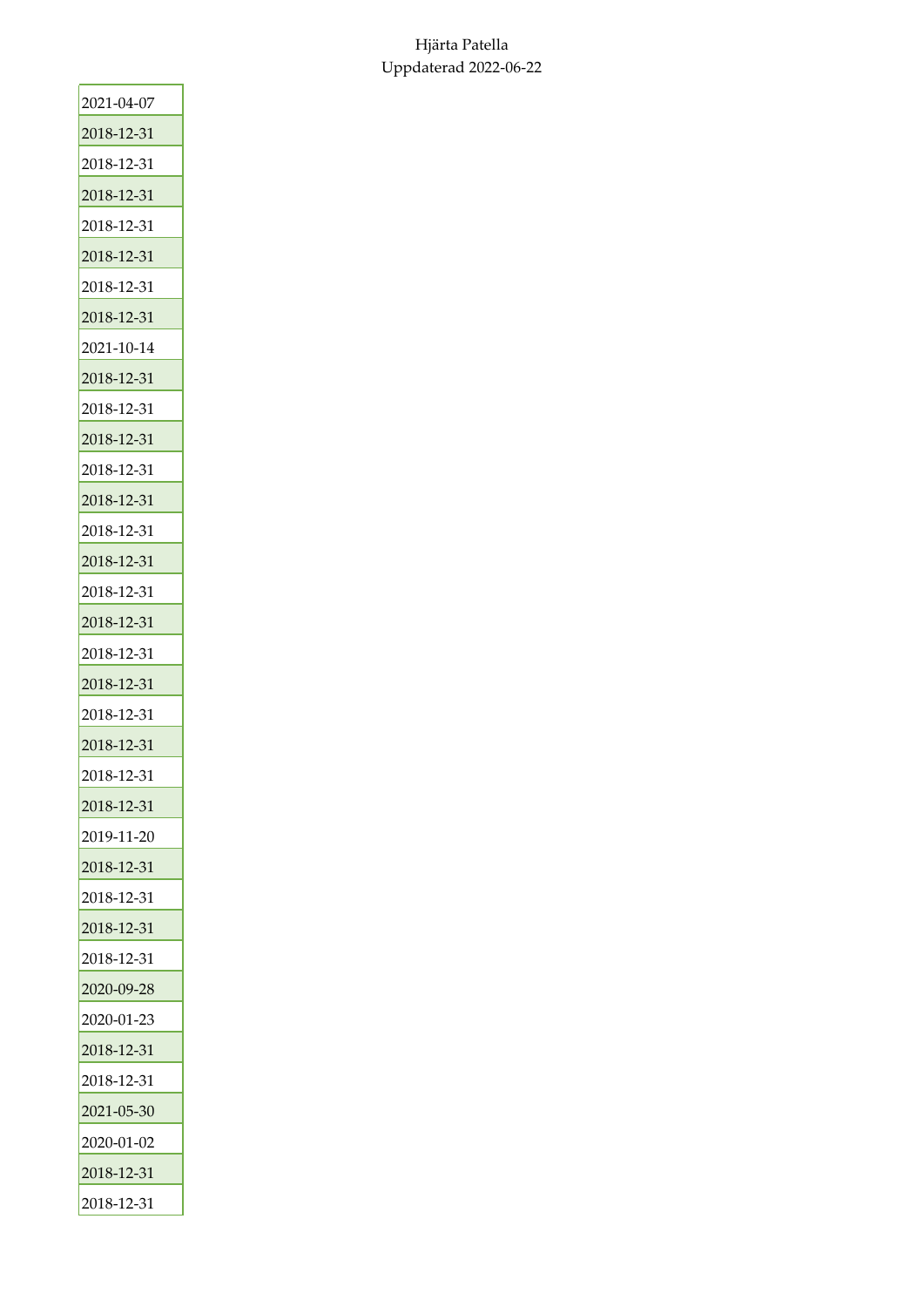| |
|---|
| 2021-04-07 |
| 2018-12-31 |
| 2018-12-31 |
| 2018-12-31 |
| 2018-12-31 |
| 2018-12-31 |
| 2018-12-31 |
| 2018-12-31 |
| 2021-10-14 |
| 2018-12-31 |
| 2018-12-31 |
| 2018-12-31 |
| 2018-12-31 |
| 2018-12-31 |
| 2018-12-31 |
| 2018-12-31 |
| 2018-12-31 |
| 2018-12-31 |
| 2018-12-31 |
| 2018-12-31 |
| 2018-12-31 |
| 2018-12-31 |
| 2018-12-31 |
| 2018-12-31 |
| 2019-11-20 |
| 2018-12-31 |
| 2018-12-31 |
| 2018-12-31 |
| 2018-12-31 |
| 2020-09-28 |
| 2020-01-23 |
| 2018-12-31 |
| 2018-12-31 |
| 2021-05-30 |
| 2020-01-02 |
| 2018-12-31 |
| 2018-12-31 |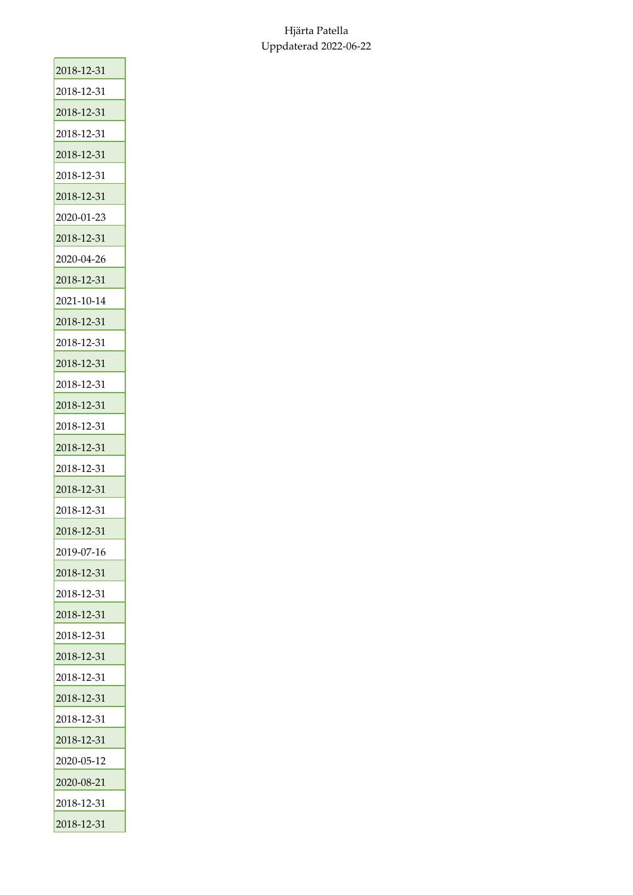| |
|---|
| 2018-12-31 |
| 2018-12-31 |
| 2018-12-31 |
| 2018-12-31 |
| 2018-12-31 |
| 2018-12-31 |
| 2018-12-31 |
| 2020-01-23 |
| 2018-12-31 |
| 2020-04-26 |
| 2018-12-31 |
| 2021-10-14 |
| 2018-12-31 |
| 2018-12-31 |
| 2018-12-31 |
| 2018-12-31 |
| 2018-12-31 |
| 2018-12-31 |
| 2018-12-31 |
| 2018-12-31 |
| 2018-12-31 |
| 2018-12-31 |
| 2018-12-31 |
| 2019-07-16 |
| 2018-12-31 |
| 2018-12-31 |
| 2018-12-31 |
| 2018-12-31 |
| 2018-12-31 |
| 2018-12-31 |
| 2018-12-31 |
| 2018-12-31 |
| 2018-12-31 |
| 2020-05-12 |
| 2020-08-21 |
| 2018-12-31 |
| 2018-12-31 |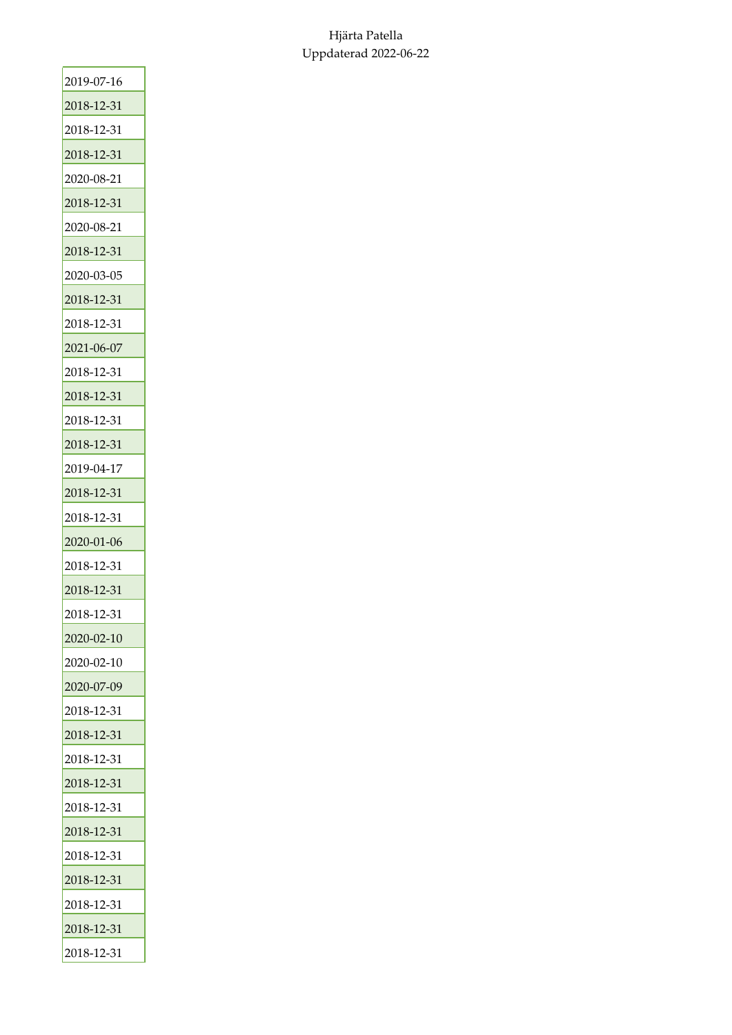Hjärta Patella
Uppdaterad 2022-06-22

| 2019-07-16 |
|---|
| 2018-12-31 |
| 2018-12-31 |
| 2018-12-31 |
| 2020-08-21 |
| 2018-12-31 |
| 2020-08-21 |
| 2018-12-31 |
| 2020-03-05 |
| 2018-12-31 |
| 2018-12-31 |
| 2021-06-07 |
| 2018-12-31 |
| 2018-12-31 |
| 2018-12-31 |
| 2018-12-31 |
| 2019-04-17 |
| 2018-12-31 |
| 2018-12-31 |
| 2020-01-06 |
| 2018-12-31 |
| 2018-12-31 |
| 2018-12-31 |
| 2020-02-10 |
| 2020-02-10 |
| 2020-07-09 |
| 2018-12-31 |
| 2018-12-31 |
| 2018-12-31 |
| 2018-12-31 |
| 2018-12-31 |
| 2018-12-31 |
| 2018-12-31 |
| 2018-12-31 |
| 2018-12-31 |
| 2018-12-31 |
| 2018-12-31 |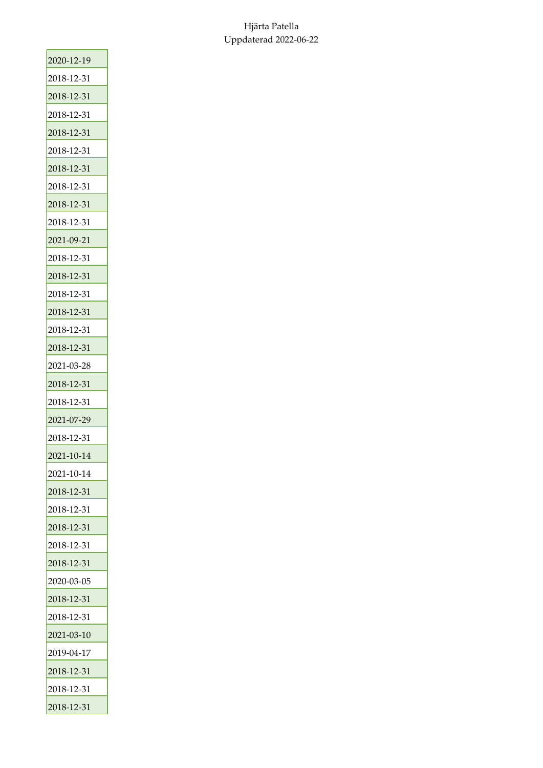| 2020-12-19 |
| --- |
| 2018-12-31 |
| 2018-12-31 |
| 2018-12-31 |
| 2018-12-31 |
| 2018-12-31 |
| 2018-12-31 |
| 2018-12-31 |
| 2018-12-31 |
| 2018-12-31 |
| 2021-09-21 |
| 2018-12-31 |
| 2018-12-31 |
| 2018-12-31 |
| 2018-12-31 |
| 2018-12-31 |
| 2018-12-31 |
| 2021-03-28 |
| 2018-12-31 |
| 2018-12-31 |
| 2021-07-29 |
| 2018-12-31 |
| 2021-10-14 |
| 2021-10-14 |
| 2018-12-31 |
| 2018-12-31 |
| 2018-12-31 |
| 2018-12-31 |
| 2018-12-31 |
| 2020-03-05 |
| 2018-12-31 |
| 2018-12-31 |
| 2021-03-10 |
| 2019-04-17 |
| 2018-12-31 |
| 2018-12-31 |
| 2018-12-31 |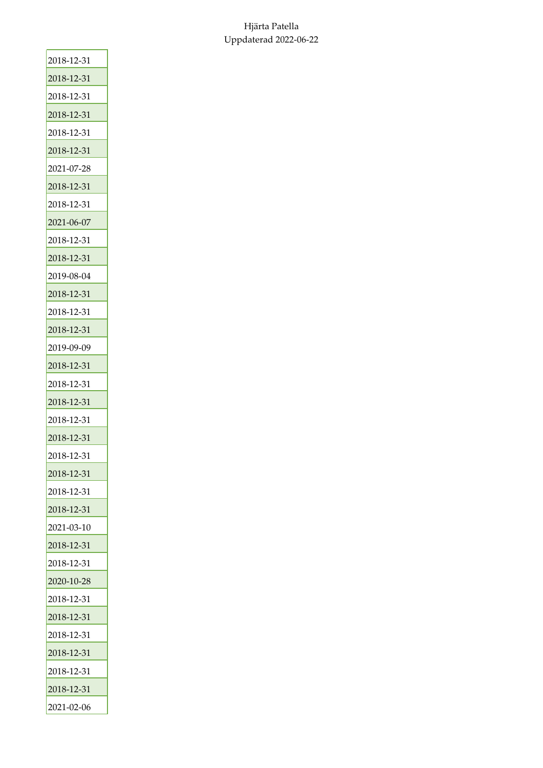| |
|---|
| 2018-12-31 |
| 2018-12-31 |
| 2018-12-31 |
| 2018-12-31 |
| 2018-12-31 |
| 2018-12-31 |
| 2021-07-28 |
| 2018-12-31 |
| 2018-12-31 |
| 2021-06-07 |
| 2018-12-31 |
| 2018-12-31 |
| 2019-08-04 |
| 2018-12-31 |
| 2018-12-31 |
| 2018-12-31 |
| 2019-09-09 |
| 2018-12-31 |
| 2018-12-31 |
| 2018-12-31 |
| 2018-12-31 |
| 2018-12-31 |
| 2018-12-31 |
| 2018-12-31 |
| 2018-12-31 |
| 2018-12-31 |
| 2021-03-10 |
| 2018-12-31 |
| 2018-12-31 |
| 2020-10-28 |
| 2018-12-31 |
| 2018-12-31 |
| 2018-12-31 |
| 2018-12-31 |
| 2018-12-31 |
| 2018-12-31 |
| 2021-02-06 |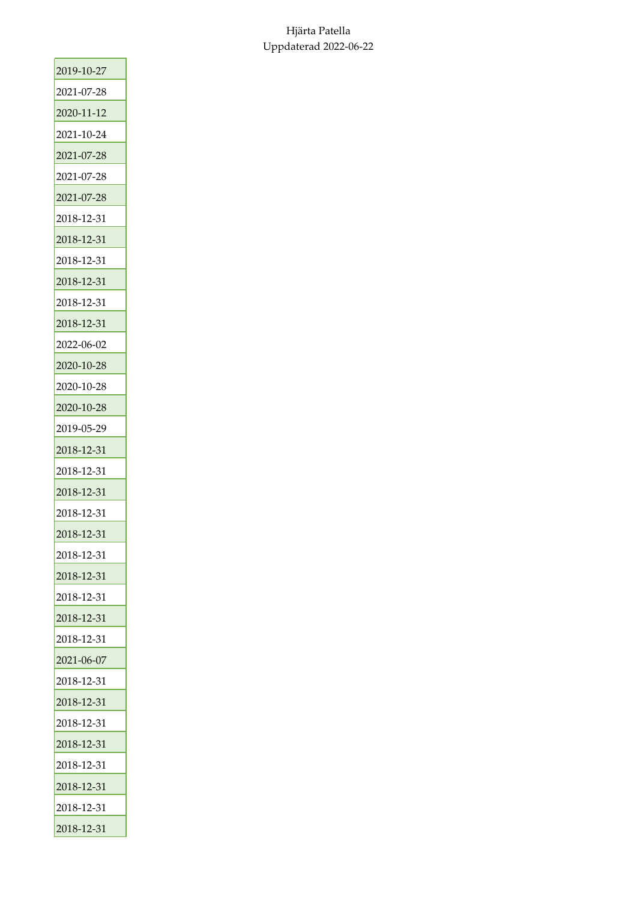Hjärta Patella
Uppdaterad 2022-06-22

| 2019-10-27 |
|---|
| 2021-07-28 |
| 2020-11-12 |
| 2021-10-24 |
| 2021-07-28 |
| 2021-07-28 |
| 2021-07-28 |
| 2018-12-31 |
| 2018-12-31 |
| 2018-12-31 |
| 2018-12-31 |
| 2018-12-31 |
| 2018-12-31 |
| 2022-06-02 |
| 2020-10-28 |
| 2020-10-28 |
| 2020-10-28 |
| 2019-05-29 |
| 2018-12-31 |
| 2018-12-31 |
| 2018-12-31 |
| 2018-12-31 |
| 2018-12-31 |
| 2018-12-31 |
| 2018-12-31 |
| 2018-12-31 |
| 2018-12-31 |
| 2018-12-31 |
| 2021-06-07 |
| 2018-12-31 |
| 2018-12-31 |
| 2018-12-31 |
| 2018-12-31 |
| 2018-12-31 |
| 2018-12-31 |
| 2018-12-31 |
| 2018-12-31 |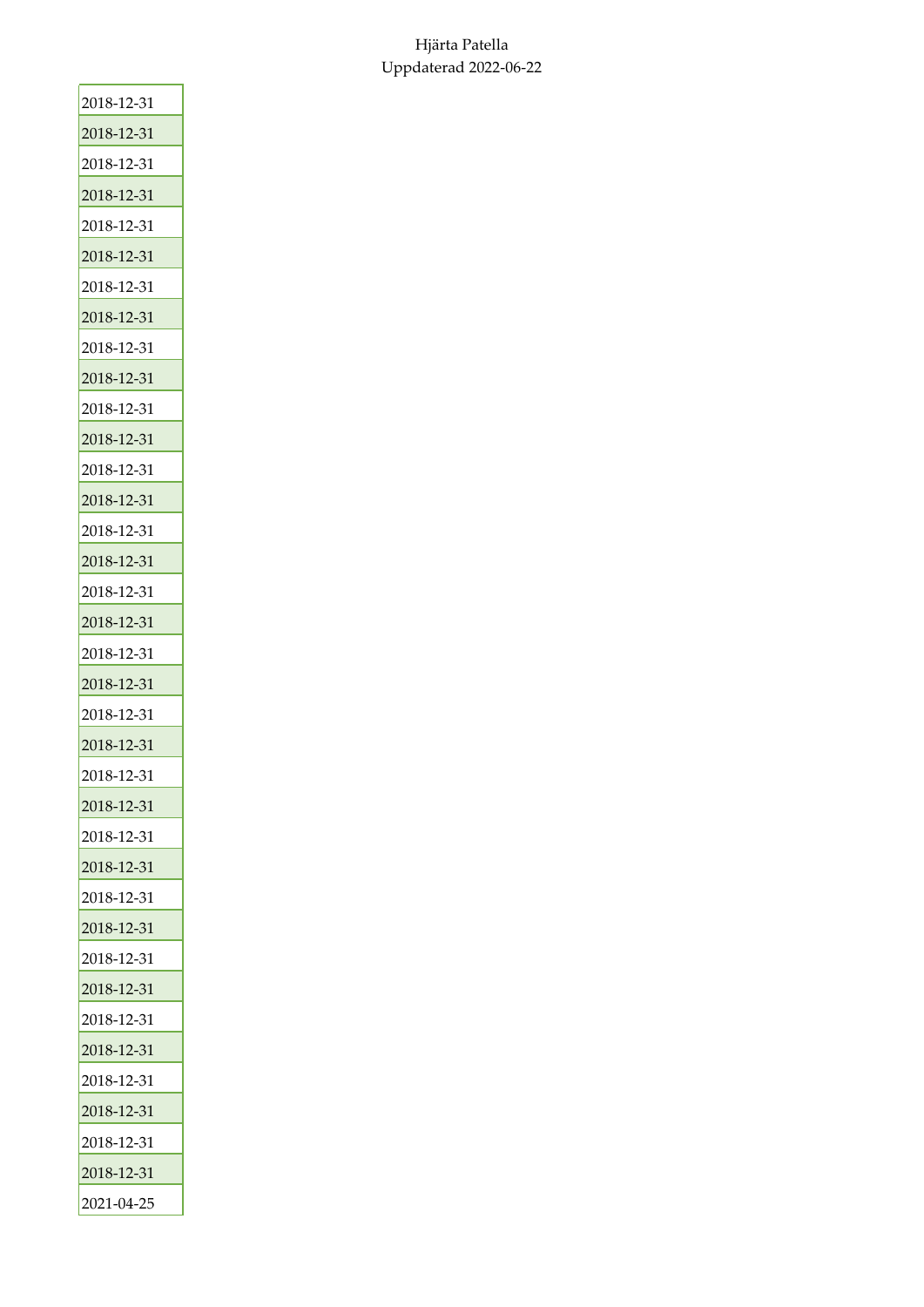| 2018-12-31 |
| --- |
| 2018-12-31 |
| 2018-12-31 |
| 2018-12-31 |
| 2018-12-31 |
| 2018-12-31 |
| 2018-12-31 |
| 2018-12-31 |
| 2018-12-31 |
| 2018-12-31 |
| 2018-12-31 |
| 2018-12-31 |
| 2018-12-31 |
| 2018-12-31 |
| 2018-12-31 |
| 2018-12-31 |
| 2018-12-31 |
| 2018-12-31 |
| 2018-12-31 |
| 2018-12-31 |
| 2018-12-31 |
| 2018-12-31 |
| 2018-12-31 |
| 2018-12-31 |
| 2018-12-31 |
| 2018-12-31 |
| 2018-12-31 |
| 2018-12-31 |
| 2018-12-31 |
| 2018-12-31 |
| 2018-12-31 |
| 2018-12-31 |
| 2018-12-31 |
| 2018-12-31 |
| 2018-12-31 |
| 2018-12-31 |
| 2021-04-25 |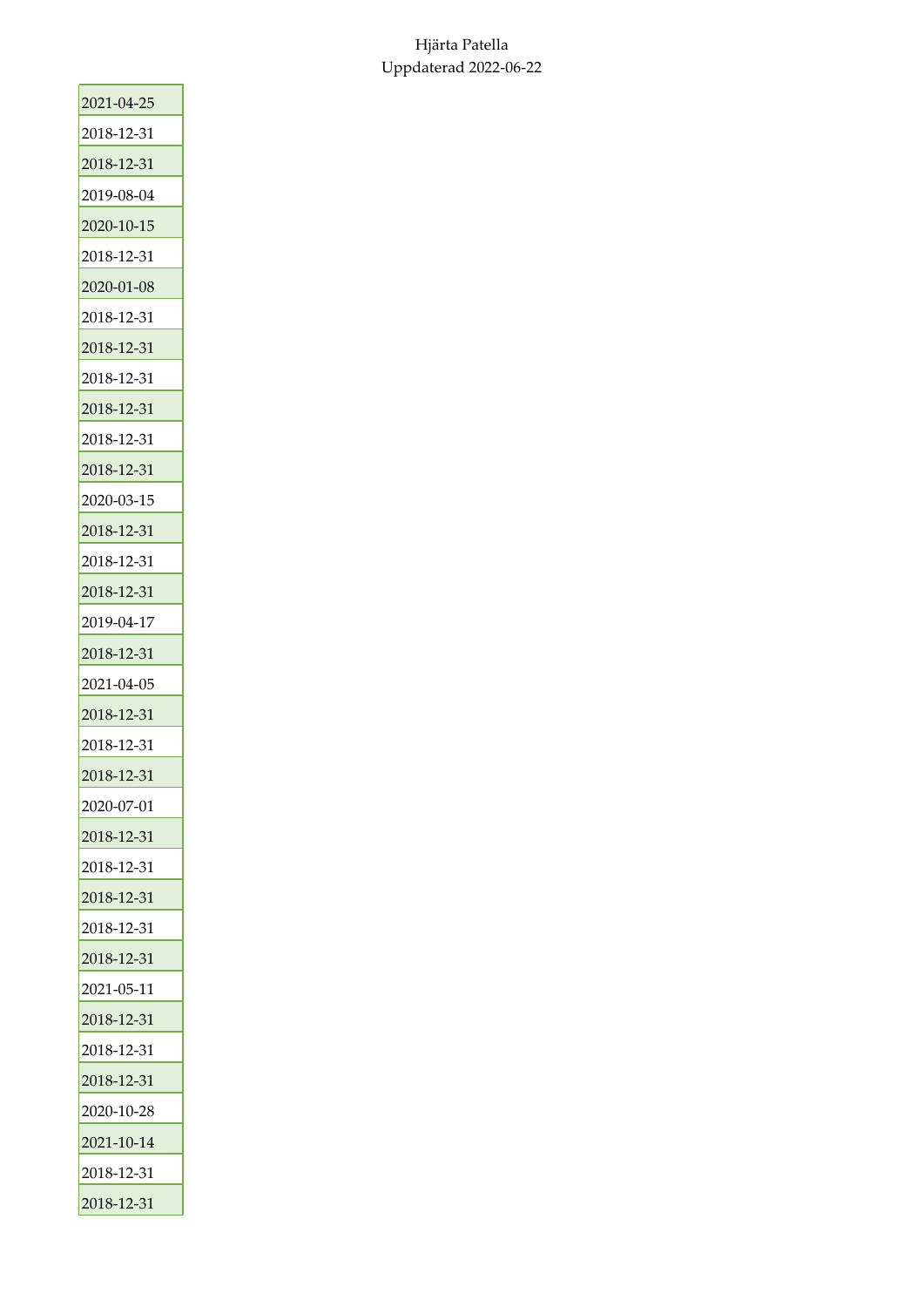| |
|---|
| 2021-04-25 |
| 2018-12-31 |
| 2018-12-31 |
| 2019-08-04 |
| 2020-10-15 |
| 2018-12-31 |
| 2020-01-08 |
| 2018-12-31 |
| 2018-12-31 |
| 2018-12-31 |
| 2018-12-31 |
| 2018-12-31 |
| 2018-12-31 |
| 2020-03-15 |
| 2018-12-31 |
| 2018-12-31 |
| 2018-12-31 |
| 2019-04-17 |
| 2018-12-31 |
| 2021-04-05 |
| 2018-12-31 |
| 2018-12-31 |
| 2018-12-31 |
| 2020-07-01 |
| 2018-12-31 |
| 2018-12-31 |
| 2018-12-31 |
| 2018-12-31 |
| 2018-12-31 |
| 2021-05-11 |
| 2018-12-31 |
| 2018-12-31 |
| 2018-12-31 |
| 2020-10-28 |
| 2021-10-14 |
| 2018-12-31 |
| 2018-12-31 |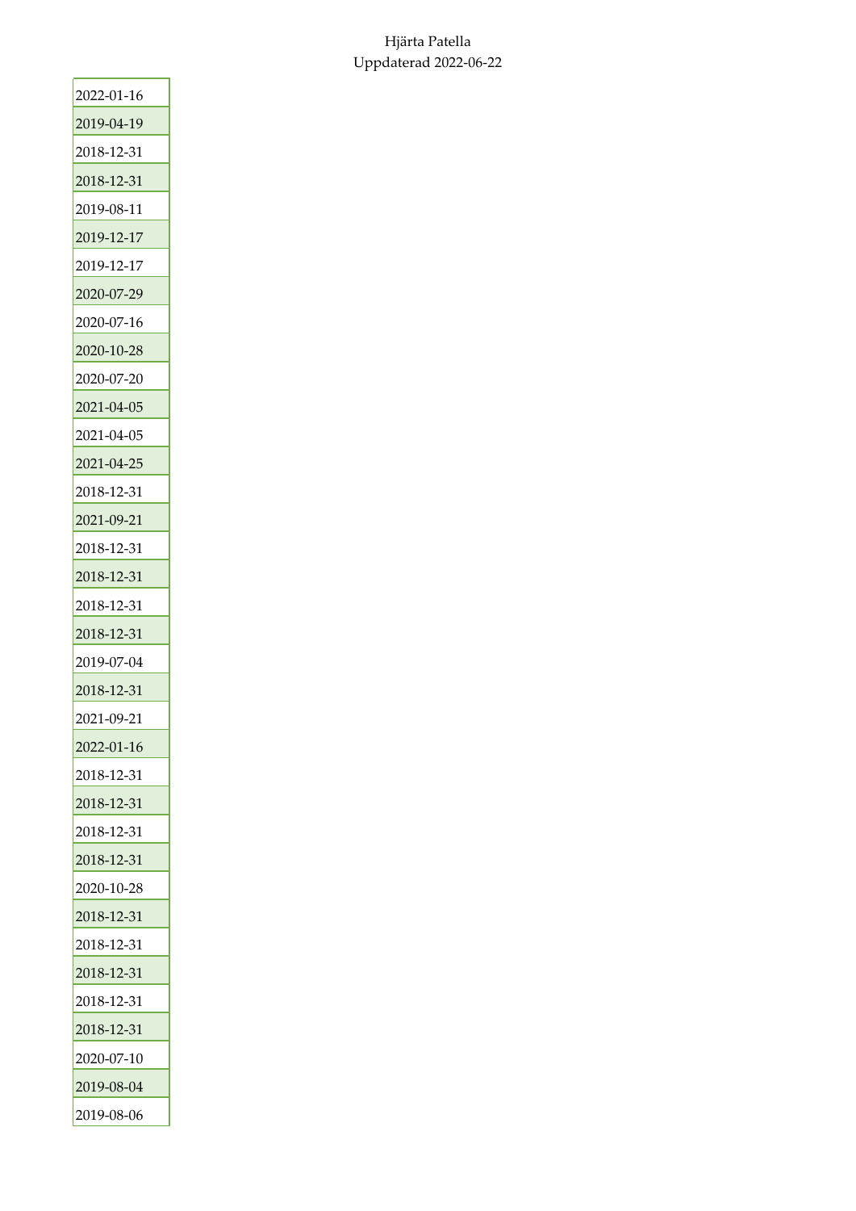Hjärta Patella
Uppdaterad 2022-06-22

| |
|---|
| 2022-01-16 |
| 2019-04-19 |
| 2018-12-31 |
| 2018-12-31 |
| 2019-08-11 |
| 2019-12-17 |
| 2019-12-17 |
| 2020-07-29 |
| 2020-07-16 |
| 2020-10-28 |
| 2020-07-20 |
| 2021-04-05 |
| 2021-04-05 |
| 2021-04-25 |
| 2018-12-31 |
| 2021-09-21 |
| 2018-12-31 |
| 2018-12-31 |
| 2018-12-31 |
| 2018-12-31 |
| 2019-07-04 |
| 2018-12-31 |
| 2021-09-21 |
| 2022-01-16 |
| 2018-12-31 |
| 2018-12-31 |
| 2018-12-31 |
| 2018-12-31 |
| 2020-10-28 |
| 2018-12-31 |
| 2018-12-31 |
| 2018-12-31 |
| 2018-12-31 |
| 2018-12-31 |
| 2020-07-10 |
| 2019-08-04 |
| 2019-08-06 |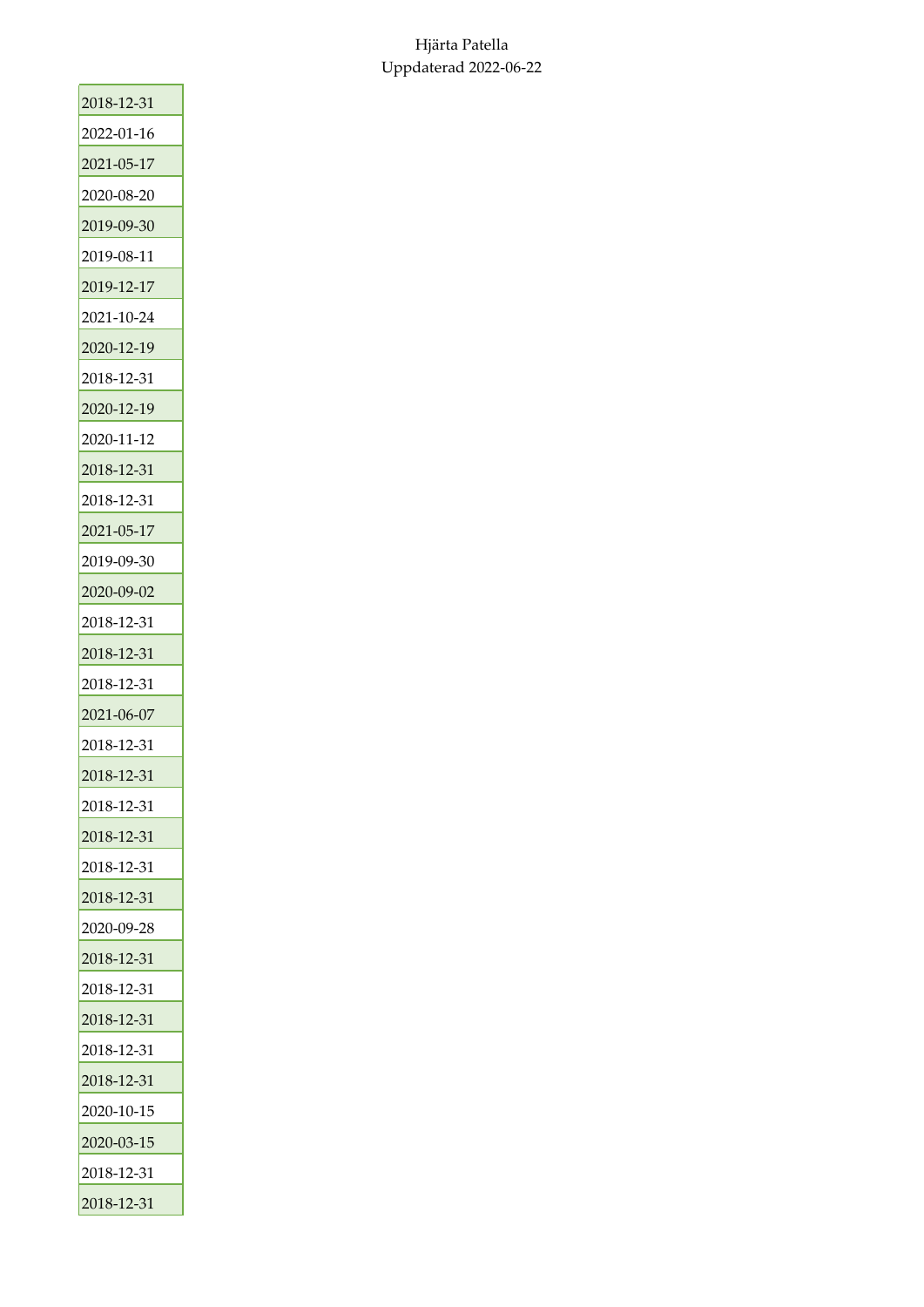Hjärta Patella
Uppdaterad 2022-06-22

| |
|---|
| 2018-12-31 |
| 2022-01-16 |
| 2021-05-17 |
| 2020-08-20 |
| 2019-09-30 |
| 2019-08-11 |
| 2019-12-17 |
| 2021-10-24 |
| 2020-12-19 |
| 2018-12-31 |
| 2020-12-19 |
| 2020-11-12 |
| 2018-12-31 |
| 2018-12-31 |
| 2021-05-17 |
| 2019-09-30 |
| 2020-09-02 |
| 2018-12-31 |
| 2018-12-31 |
| 2018-12-31 |
| 2021-06-07 |
| 2018-12-31 |
| 2018-12-31 |
| 2018-12-31 |
| 2018-12-31 |
| 2018-12-31 |
| 2018-12-31 |
| 2020-09-28 |
| 2018-12-31 |
| 2018-12-31 |
| 2018-12-31 |
| 2018-12-31 |
| 2018-12-31 |
| 2020-10-15 |
| 2020-03-15 |
| 2018-12-31 |
| 2018-12-31 |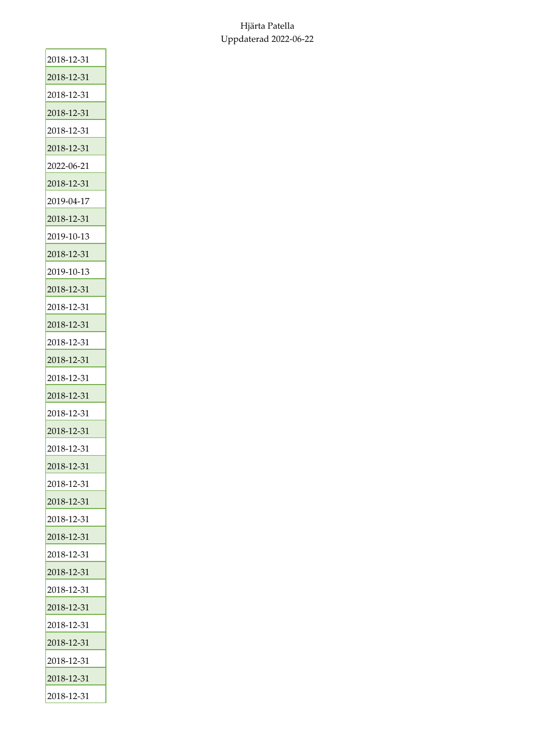| |
|---|
| 2018-12-31 |
| 2018-12-31 |
| 2018-12-31 |
| 2018-12-31 |
| 2018-12-31 |
| 2018-12-31 |
| 2022-06-21 |
| 2018-12-31 |
| 2019-04-17 |
| 2018-12-31 |
| 2019-10-13 |
| 2018-12-31 |
| 2019-10-13 |
| 2018-12-31 |
| 2018-12-31 |
| 2018-12-31 |
| 2018-12-31 |
| 2018-12-31 |
| 2018-12-31 |
| 2018-12-31 |
| 2018-12-31 |
| 2018-12-31 |
| 2018-12-31 |
| 2018-12-31 |
| 2018-12-31 |
| 2018-12-31 |
| 2018-12-31 |
| 2018-12-31 |
| 2018-12-31 |
| 2018-12-31 |
| 2018-12-31 |
| 2018-12-31 |
| 2018-12-31 |
| 2018-12-31 |
| 2018-12-31 |
| 2018-12-31 |
| 2018-12-31 |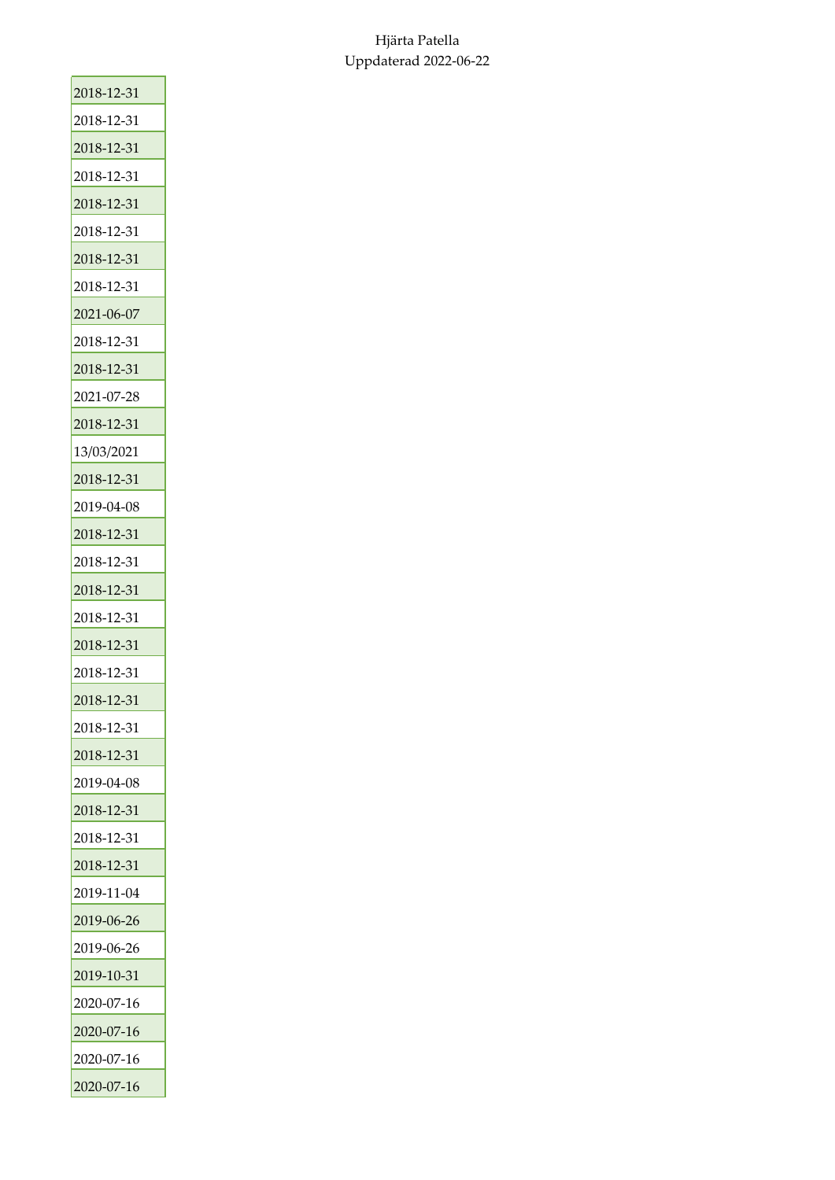Hjärta Patella
Uppdaterad 2022-06-22

| |
|---|
| 2018-12-31 |
| 2018-12-31 |
| 2018-12-31 |
| 2018-12-31 |
| 2018-12-31 |
| 2018-12-31 |
| 2018-12-31 |
| 2018-12-31 |
| 2021-06-07 |
| 2018-12-31 |
| 2018-12-31 |
| 2021-07-28 |
| 2018-12-31 |
| 13/03/2021 |
| 2018-12-31 |
| 2019-04-08 |
| 2018-12-31 |
| 2018-12-31 |
| 2018-12-31 |
| 2018-12-31 |
| 2018-12-31 |
| 2018-12-31 |
| 2018-12-31 |
| 2018-12-31 |
| 2018-12-31 |
| 2019-04-08 |
| 2018-12-31 |
| 2018-12-31 |
| 2018-12-31 |
| 2019-11-04 |
| 2019-06-26 |
| 2019-06-26 |
| 2019-10-31 |
| 2020-07-16 |
| 2020-07-16 |
| 2020-07-16 |
| 2020-07-16 |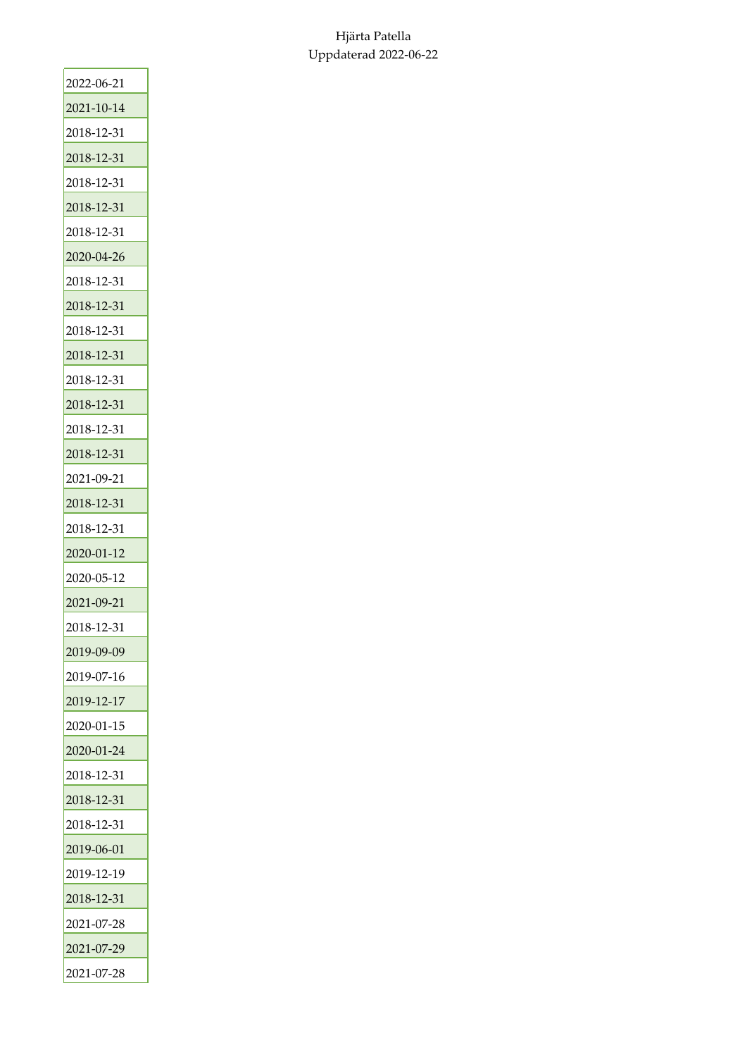| |
|---|
| 2022-06-21 |
| 2021-10-14 |
| 2018-12-31 |
| 2018-12-31 |
| 2018-12-31 |
| 2018-12-31 |
| 2018-12-31 |
| 2020-04-26 |
| 2018-12-31 |
| 2018-12-31 |
| 2018-12-31 |
| 2018-12-31 |
| 2018-12-31 |
| 2018-12-31 |
| 2018-12-31 |
| 2018-12-31 |
| 2021-09-21 |
| 2018-12-31 |
| 2018-12-31 |
| 2020-01-12 |
| 2020-05-12 |
| 2021-09-21 |
| 2018-12-31 |
| 2019-09-09 |
| 2019-07-16 |
| 2019-12-17 |
| 2020-01-15 |
| 2020-01-24 |
| 2018-12-31 |
| 2018-12-31 |
| 2018-12-31 |
| 2019-06-01 |
| 2019-12-19 |
| 2018-12-31 |
| 2021-07-28 |
| 2021-07-29 |
| 2021-07-28 |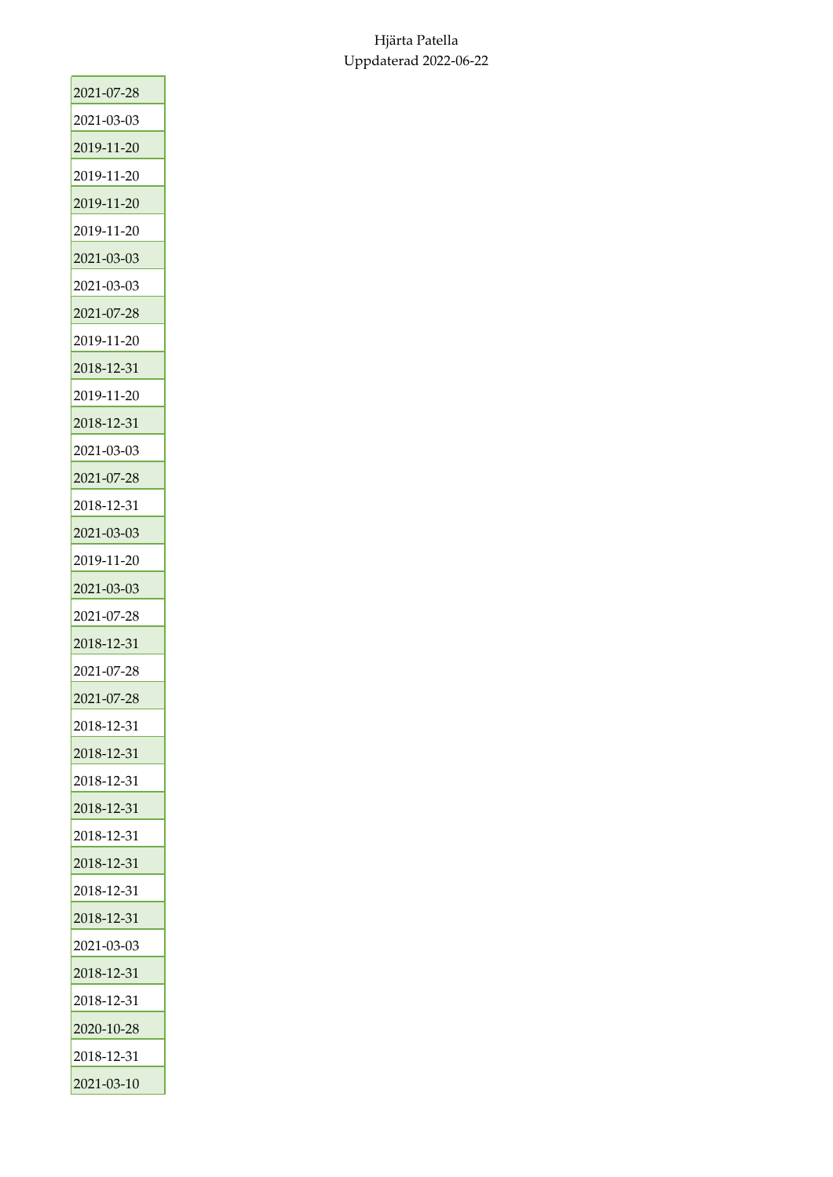| |
|---|
| 2021-07-28 |
| 2021-03-03 |
| 2019-11-20 |
| 2019-11-20 |
| 2019-11-20 |
| 2019-11-20 |
| 2021-03-03 |
| 2021-03-03 |
| 2021-07-28 |
| 2019-11-20 |
| 2018-12-31 |
| 2019-11-20 |
| 2018-12-31 |
| 2021-03-03 |
| 2021-07-28 |
| 2018-12-31 |
| 2021-03-03 |
| 2019-11-20 |
| 2021-03-03 |
| 2021-07-28 |
| 2018-12-31 |
| 2021-07-28 |
| 2021-07-28 |
| 2018-12-31 |
| 2018-12-31 |
| 2018-12-31 |
| 2018-12-31 |
| 2018-12-31 |
| 2018-12-31 |
| 2018-12-31 |
| 2018-12-31 |
| 2021-03-03 |
| 2018-12-31 |
| 2018-12-31 |
| 2020-10-28 |
| 2018-12-31 |
| 2021-03-10 |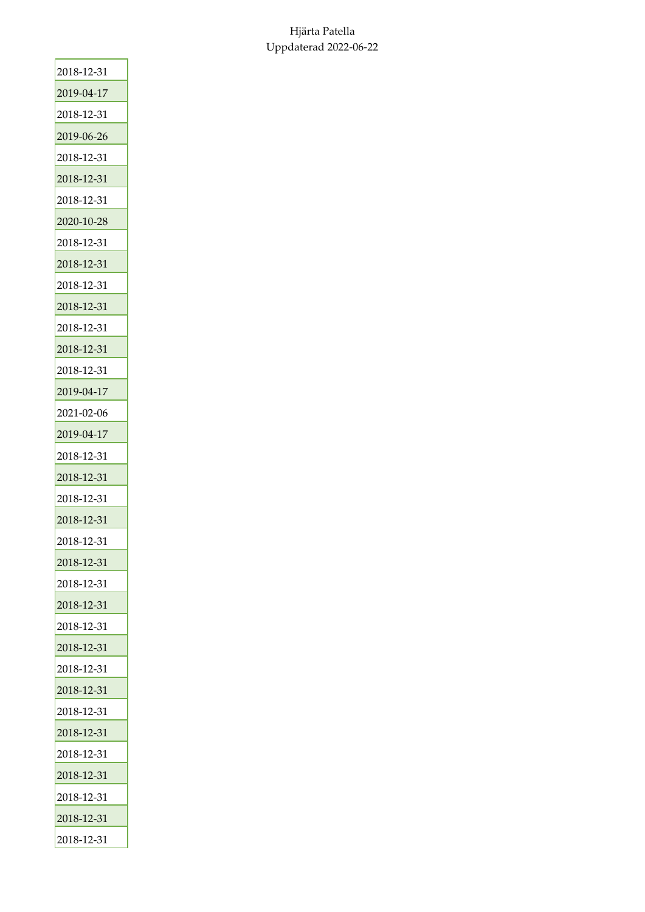Hjärta Patella
Uppdaterad 2022-06-22

| |
|---|
| 2018-12-31 |
| 2019-04-17 |
| 2018-12-31 |
| 2019-06-26 |
| 2018-12-31 |
| 2018-12-31 |
| 2018-12-31 |
| 2020-10-28 |
| 2018-12-31 |
| 2018-12-31 |
| 2018-12-31 |
| 2018-12-31 |
| 2018-12-31 |
| 2018-12-31 |
| 2018-12-31 |
| 2019-04-17 |
| 2021-02-06 |
| 2019-04-17 |
| 2018-12-31 |
| 2018-12-31 |
| 2018-12-31 |
| 2018-12-31 |
| 2018-12-31 |
| 2018-12-31 |
| 2018-12-31 |
| 2018-12-31 |
| 2018-12-31 |
| 2018-12-31 |
| 2018-12-31 |
| 2018-12-31 |
| 2018-12-31 |
| 2018-12-31 |
| 2018-12-31 |
| 2018-12-31 |
| 2018-12-31 |
| 2018-12-31 |
| 2018-12-31 |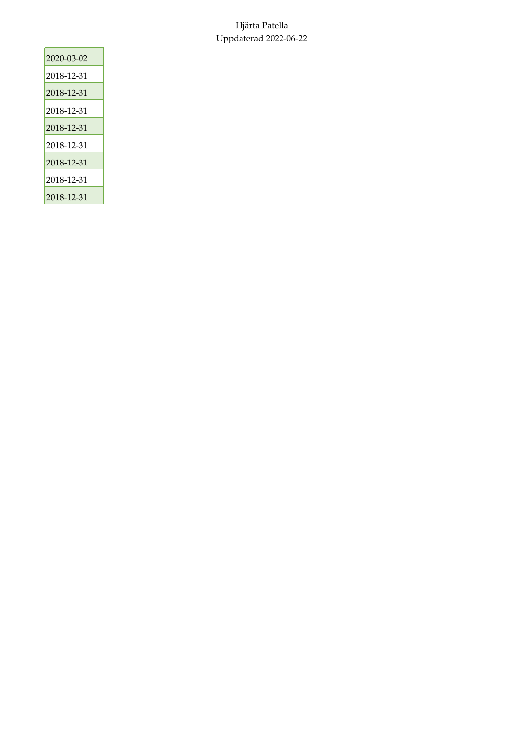Hjärta Patella
Uppdaterad 2022-06-22

| |
|---|
| 2020-03-02 |
| 2018-12-31 |
| 2018-12-31 |
| 2018-12-31 |
| 2018-12-31 |
| 2018-12-31 |
| 2018-12-31 |
| 2018-12-31 |
| 2018-12-31 |